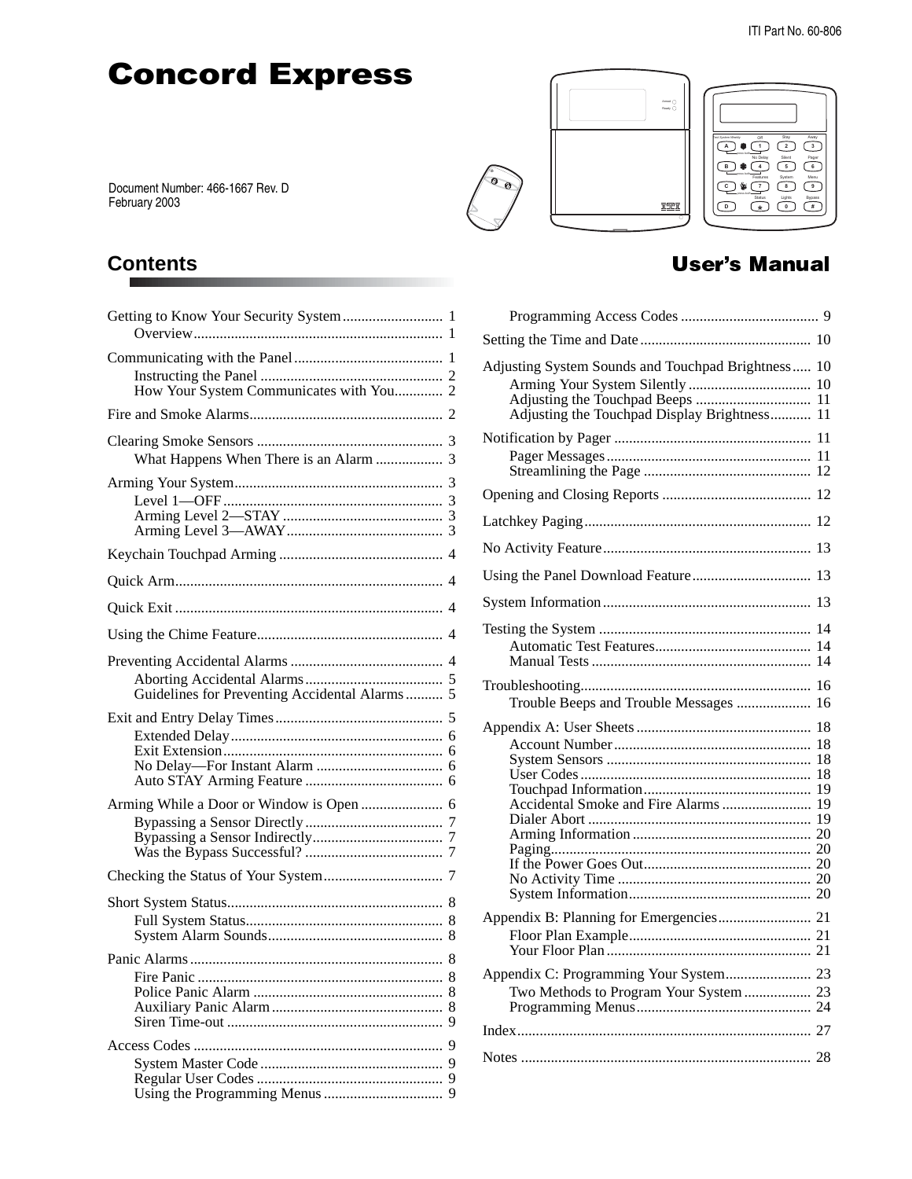ITI Part No. 60-806

# Concord Express

Document Number: 466-1667 Rev. D
February 2003

## User's Manual

## Contents

- Getting to Know Your Security System ........................... 1
  - Overview ........................... 1
- Communicating with the Panel ........................... 1
  - Instructing the Panel ........................... 2
  - How Your System Communicates with You ........................... 2
- Fire and Smoke Alarms ........................... 2
- Clearing Smoke Sensors ........................... 3
  - What Happens When There is an Alarm ........................... 3
- Arming Your System ........................... 3
  - Level 1—OFF ........................... 3
  - Arming Level 2—STAY ........................... 3
  - Arming Level 3—AWAY ........................... 3
- Keychain Touchpad Arming ........................... 4
- Quick Arm ........................... 4
- Quick Exit ........................... 4
- Using the Chime Feature ........................... 4
- Preventing Accidental Alarms ........................... 4
  - Aborting Accidental Alarms ........................... 5
  - Guidelines for Preventing Accidental Alarms ........................... 5
- Exit and Entry Delay Times ........................... 5
  - Extended Delay ........................... 6
  - Exit Extension ........................... 6
  - No Delay—For Instant Alarm ........................... 6
  - Auto STAY Arming Feature ........................... 6
- Arming While a Door or Window is Open ........................... 6
  - Bypassing a Sensor Directly ........................... 7
  - Bypassing a Sensor Indirectly ........................... 7
  - Was the Bypass Successful? ........................... 7
- Checking the Status of Your System ........................... 7
- Short System Status ........................... 8
  - Full System Status ........................... 8
  - System Alarm Sounds ........................... 8
- Panic Alarms ........................... 8
  - Fire Panic ........................... 8
  - Police Panic Alarm ........................... 8
  - Auxiliary Panic Alarm ........................... 8
  - Siren Time-out ........................... 9
- Access Codes ........................... 9
  - System Master Code ........................... 9
  - Regular User Codes ........................... 9
  - Using the Programming Menus ........................... 9
  - Programming Access Codes ........................... 9
- Setting the Time and Date ........................... 10
- Adjusting System Sounds and Touchpad Brightness ........................... 10
  - Arming Your System Silently ........................... 10
  - Adjusting the Touchpad Beeps ........................... 11
  - Adjusting the Touchpad Display Brightness ........................... 11
- Notification by Pager ........................... 11
  - Pager Messages ........................... 11
  - Streamlining the Page ........................... 12
- Opening and Closing Reports ........................... 12
- Latchkey Paging ........................... 12
- No Activity Feature ........................... 13
- Using the Panel Download Feature ........................... 13
- System Information ........................... 13
- Testing the System ........................... 14
  - Automatic Test Features ........................... 14
  - Manual Tests ........................... 14
- Troubleshooting ........................... 16
  - Trouble Beeps and Trouble Messages ........................... 16
- Appendix A: User Sheets ........................... 18
  - Account Number ........................... 18
  - System Sensors ........................... 18
  - User Codes ........................... 18
  - Touchpad Information ........................... 19
  - Accidental Smoke and Fire Alarms ........................... 19
  - Dialer Abort ........................... 19
  - Arming Information ........................... 20
  - Paging ........................... 20
  - If the Power Goes Out ........................... 20
  - No Activity Time ........................... 20
  - System Information ........................... 20
- Appendix B: Planning for Emergencies ........................... 21
  - Floor Plan Example ........................... 21
  - Your Floor Plan ........................... 21
- Appendix C: Programming Your System ........................... 23
  - Two Methods to Program Your System ........................... 23
  - Programming Menus ........................... 24
- Index ........................... 27
- Notes ........................... 28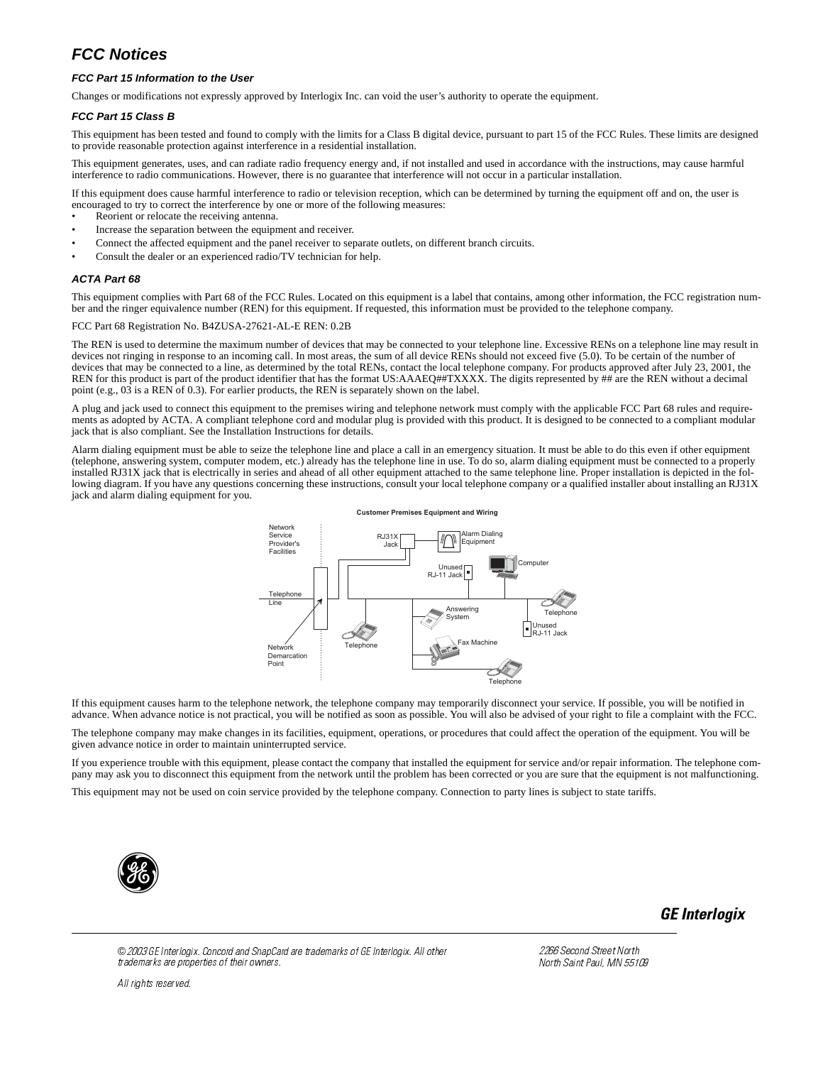# FCC Notices

### FCC Part 15 Information to the User

Changes or modifications not expressly approved by Interlogix Inc. can void the user's authority to operate the equipment.

### FCC Part 15 Class B

This equipment has been tested and found to comply with the limits for a Class B digital device, pursuant to part 15 of the FCC Rules. These limits are designed to provide reasonable protection against interference in a residential installation.

This equipment generates, uses, and can radiate radio frequency energy and, if not installed and used in accordance with the instructions, may cause harmful interference to radio communications. However, there is no guarantee that interference will not occur in a particular installation.

If this equipment does cause harmful interference to radio or television reception, which can be determined by turning the equipment off and on, the user is encouraged to try to correct the interference by one or more of the following measures:

- Reorient or relocate the receiving antenna.
- Increase the separation between the equipment and receiver.
- Connect the affected equipment and the panel receiver to separate outlets, on different branch circuits.
- Consult the dealer or an experienced radio/TV technician for help.

### ACTA Part 68

This equipment complies with Part 68 of the FCC Rules. Located on this equipment is a label that contains, among other information, the FCC registration number and the ringer equivalence number (REN) for this equipment. If requested, this information must be provided to the telephone company.

FCC Part 68 Registration No. B4ZUSA-27621-AL-E REN: 0.2B

The REN is used to determine the maximum number of devices that may be connected to your telephone line. Excessive RENs on a telephone line may result in devices not ringing in response to an incoming call. In most areas, the sum of all device RENs should not exceed five (5.0). To be certain of the number of devices that may be connected to a line, as determined by the total RENs, contact the local telephone company. For products approved after July 23, 2001, the REN for this product is part of the product identifier that has the format US:AAAEQ##TXXXX. The digits represented by ## are the REN without a decimal point (e.g., 03 is a REN of 0.3). For earlier products, the REN is separately shown on the label.

A plug and jack used to connect this equipment to the premises wiring and telephone network must comply with the applicable FCC Part 68 rules and requirements as adopted by ACTA. A compliant telephone cord and modular plug is provided with this product. It is designed to be connected to a compliant modular jack that is also compliant. See the Installation Instructions for details.

Alarm dialing equipment must be able to seize the telephone line and place a call in an emergency situation. It must be able to do this even if other equipment (telephone, answering system, computer modem, etc.) already has the telephone line in use. To do so, alarm dialing equipment must be connected to a properly installed RJ31X jack that is electrically in series and ahead of all other equipment attached to the same telephone line. Proper installation is depicted in the following diagram. If you have any questions concerning these instructions, consult your local telephone company or a qualified installer about installing an RJ31X jack and alarm dialing equipment for you.

**Customer Premises Equipment and Wiring**

Network Service Provider's Facilities | Telephone Line | Network Demarcation Point | RJ31X Jack | Alarm Dialing Equipment | Unused RJ-11 Jack | Computer | Telephone | Answering System | Fax Machine | Telephone | Unused RJ-11 Jack | Telephone

If this equipment causes harm to the telephone network, the telephone company may temporarily disconnect your service. If possible, you will be notified in advance. When advance notice is not practical, you will be notified as soon as possible. You will also be advised of your right to file a complaint with the FCC.

The telephone company may make changes in its facilities, equipment, operations, or procedures that could affect the operation of the equipment. You will be given advance notice in order to maintain uninterrupted service.

If you experience trouble with this equipment, please contact the company that installed the equipment for service and/or repair information. The telephone company may ask you to disconnect this equipment from the network until the problem has been corrected or you are sure that the equipment is not malfunctioning.

This equipment may not be used on coin service provided by the telephone company. Connection to party lines is subject to state tariffs.

**GE Interlogix**

*© 2003 GE Interlogix. Concord and SnapCard are trademarks of GE Interlogix. All other trademarks are properties of their owners.*

*All rights reserved.*

*2266 Second Street North*
*North Saint Paul, MN 55109*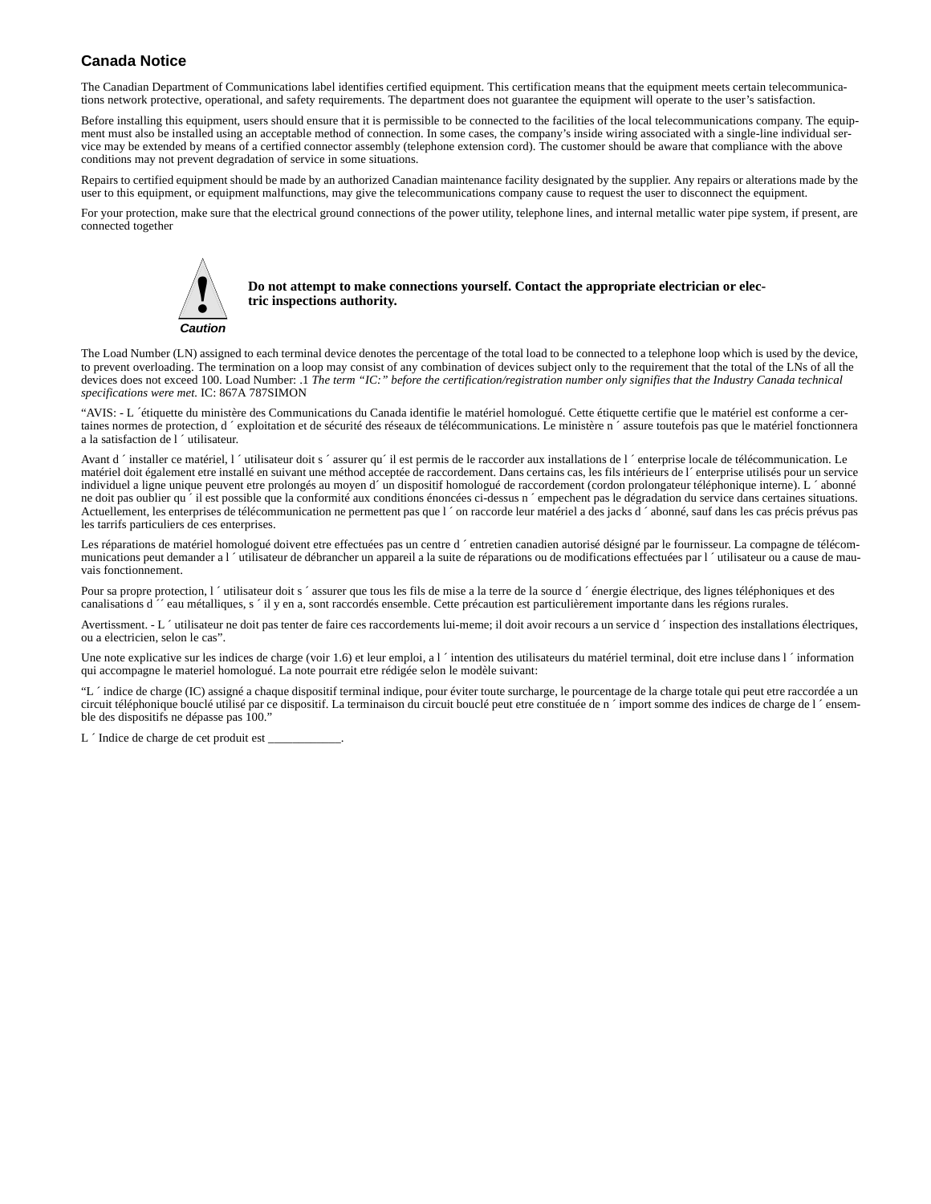## Canada Notice

The Canadian Department of Communications label identifies certified equipment. This certification means that the equipment meets certain telecommunications network protective, operational, and safety requirements. The department does not guarantee the equipment will operate to the user's satisfaction.

Before installing this equipment, users should ensure that it is permissible to be connected to the facilities of the local telecommunications company. The equipment must also be installed using an acceptable method of connection. In some cases, the company's inside wiring associated with a single-line individual service may be extended by means of a certified connector assembly (telephone extension cord). The customer should be aware that compliance with the above conditions may not prevent degradation of service in some situations.

Repairs to certified equipment should be made by an authorized Canadian maintenance facility designated by the supplier. Any repairs or alterations made by the user to this equipment, or equipment malfunctions, may give the telecommunications company cause to request the user to disconnect the equipment.

For your protection, make sure that the electrical ground connections of the power utility, telephone lines, and internal metallic water pipe system, if present, are connected together

**Caution**

**Do not attempt to make connections yourself. Contact the appropriate electrician or electric inspections authority.**

The Load Number (LN) assigned to each terminal device denotes the percentage of the total load to be connected to a telephone loop which is used by the device, to prevent overloading. The termination on a loop may consist of any combination of devices subject only to the requirement that the total of the LNs of all the devices does not exceed 100. Load Number: .1 *The term "IC:" before the certification/registration number only signifies that the Industry Canada technical specifications were met.* IC: 867A 787SIMON

"AVIS: - L ´étiquette du ministère des Communications du Canada identifie le matériel homologué. Cette étiquette certifie que le matériel est conforme a certaines normes de protection, d ´ exploitation et de sécurité des réseaux de télécommunications. Le ministère n ´ assure toutefois pas que le matériel fonctionnera a la satisfaction de l ´ utilisateur.

Avant d ´ installer ce matériel, l ´ utilisateur doit s ´ assurer qu´ il est permis de le raccorder aux installations de l ´ enterprise locale de télécommunication. Le matériel doit également etre installé en suivant une méthod acceptée de raccordement. Dans certains cas, les fils intérieurs de l´ enterprise utilisés pour un service individuel a ligne unique peuvent etre prolongés au moyen d´ un dispositif homologué de raccordement (cordon prolongateur téléphonique interne). L ´ abonné ne doit pas oublier qu ´ il est possible que la conformité aux conditions énoncées ci-dessus n ´ empechent pas le dégradation du service dans certaines situations. Actuellement, les enterprises de télécommunication ne permettent pas que l ´ on raccorde leur matériel a des jacks d ´ abonné, sauf dans les cas précis prévus pas les tarrifs particuliers de ces enterprises.

Les réparations de matériel homologué doivent etre effectuées pas un centre d ´ entretien canadien autorisé désigné par le fournisseur. La compagne de télécommunications peut demander a l ´ utilisateur de débrancher un appareil a la suite de réparations ou de modifications effectuées par l ´ utilisateur ou a cause de mauvais fonctionnement.

Pour sa propre protection, l ´ utilisateur doit s ´ assurer que tous les fils de mise a la terre de la source d ´ énergie électrique, des lignes téléphoniques et des canalisations d ´´ eau métalliques, s ´ il y en a, sont raccordés ensemble. Cette précaution est particulièrement importante dans les régions rurales.

Avertissment. - L ´ utilisateur ne doit pas tenter de faire ces raccordements lui-meme; il doit avoir recours a un service d ´ inspection des installations électriques, ou a electricien, selon le cas".

Une note explicative sur les indices de charge (voir 1.6) et leur emploi, a l ´ intention des utilisateurs du matériel terminal, doit etre incluse dans l ´ information qui accompagne le materiel homologué. La note pourrait etre rédigée selon le modèle suivant:

"L ´ indice de charge (IC) assigné a chaque dispositif terminal indique, pour éviter toute surcharge, le pourcentage de la charge totale qui peut etre raccordée a un circuit téléphonique bouclé utilisé par ce dispositif. La terminaison du circuit bouclé peut etre constituée de n ´ import somme des indices de charge de l ´ ensemble des dispositifs ne dépasse pas 100."

L ´ Indice de charge de cet produit est ____________.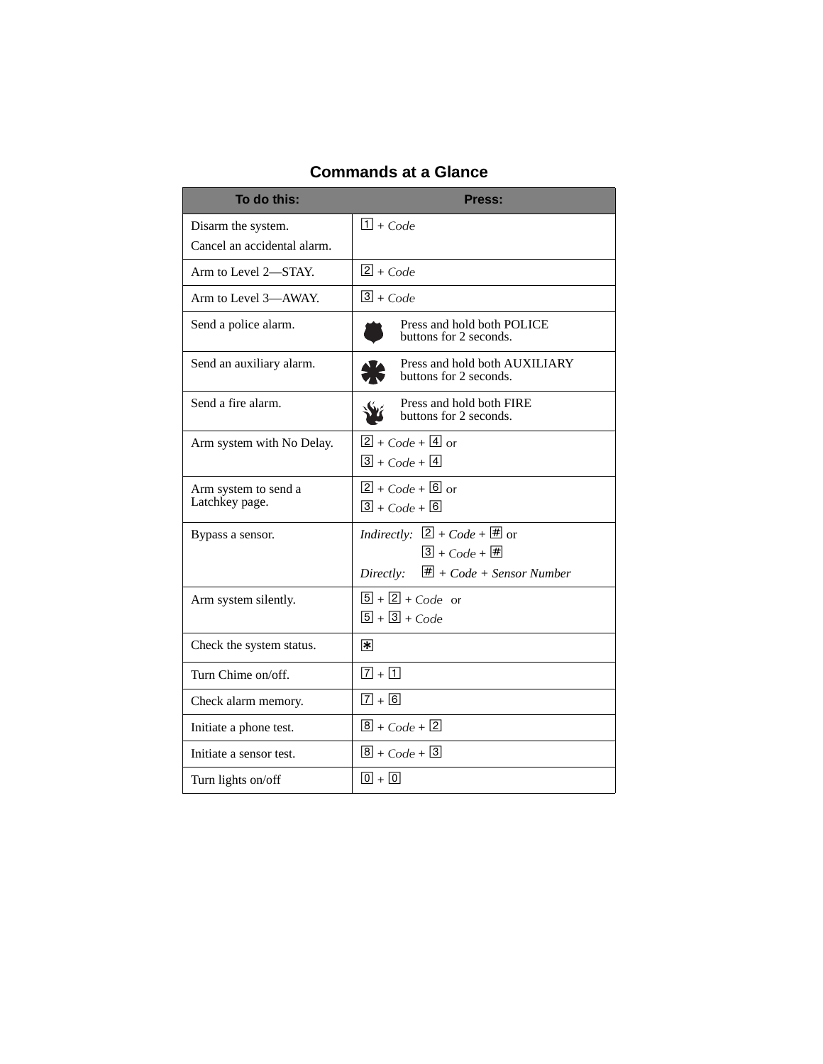## Commands at a Glance

| To do this: | Press: |
|---|---|
| Disarm the system.<br>Cancel an accidental alarm. | 1 + *Code* |
| Arm to Level 2—STAY. | 2 + *Code* |
| Arm to Level 3—AWAY. | 3 + *Code* |
| Send a police alarm. | Press and hold both POLICE buttons for 2 seconds. |
| Send an auxiliary alarm. | Press and hold both AUXILIARY buttons for 2 seconds. |
| Send a fire alarm. | Press and hold both FIRE buttons for 2 seconds. |
| Arm system with No Delay. | 2 + *Code* + 4 or<br>3 + *Code* + 4 |
| Arm system to send a Latchkey page. | 2 + *Code* + 6 or<br>3 + *Code* + 6 |
| Bypass a sensor. | *Indirectly:* 2 + *Code* + # or<br>3 + *Code* + #<br>*Directly:* # + *Code* + *Sensor Number* |
| Arm system silently. | 5 + 2 + *Code* or<br>5 + 3 + *Code* |
| Check the system status. | * |
| Turn Chime on/off. | 7 + 1 |
| Check alarm memory. | 7 + 6 |
| Initiate a phone test. | 8 + *Code* + 2 |
| Initiate a sensor test. | 8 + *Code* + 3 |
| Turn lights on/off | 0 + 0 |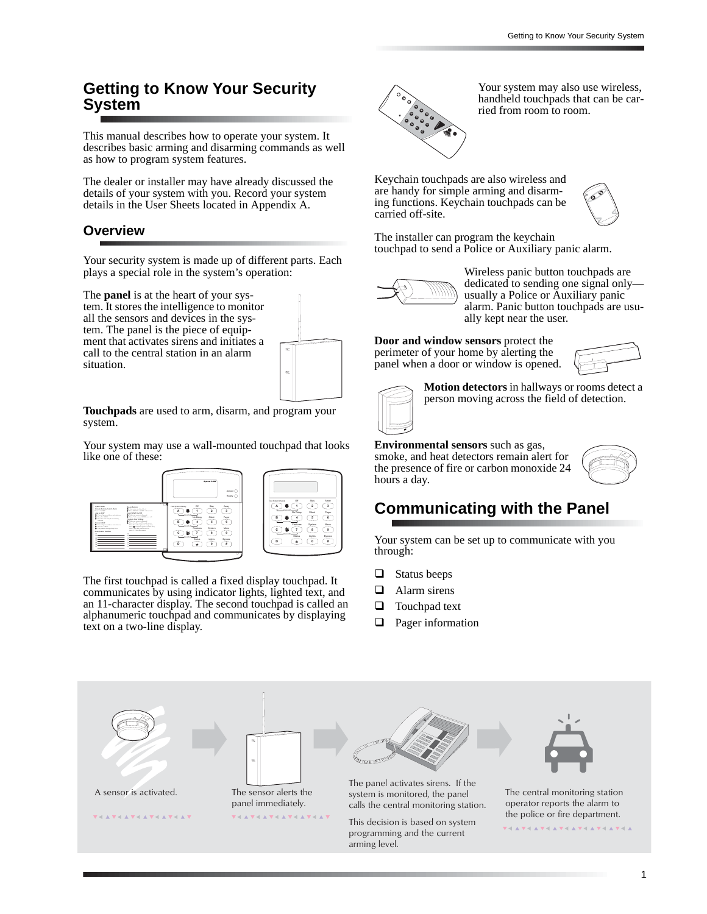# Getting to Know Your Security System

This manual describes how to operate your system. It describes basic arming and disarming commands as well as how to program system features.

The dealer or installer may have already discussed the details of your system with you. Record your system details in the User Sheets located in Appendix A.

## Overview

Your security system is made up of different parts. Each plays a special role in the system's operation:

The **panel** is at the heart of your system. It stores the intelligence to monitor all the sensors and devices in the system. The panel is the piece of equipment that activates sirens and initiates a call to the central station in an alarm situation.

**Touchpads** are used to arm, disarm, and program your system.

Your system may use a wall-mounted touchpad that looks like one of these:

The first touchpad is called a fixed display touchpad. It communicates by using indicator lights, lighted text, and an 11-character display. The second touchpad is called an alphanumeric touchpad and communicates by displaying text on a two-line display.

Your system may also use wireless, handheld touchpads that can be carried from room to room.

Keychain touchpads are also wireless and are handy for simple arming and disarming functions. Keychain touchpads can be carried off-site.

The installer can program the keychain touchpad to send a Police or Auxiliary panic alarm.

Wireless panic button touchpads are dedicated to sending one signal only—usually a Police or Auxiliary panic alarm. Panic button touchpads are usually kept near the user.

**Door and window sensors** protect the perimeter of your home by alerting the panel when a door or window is opened.

**Motion detectors** in hallways or rooms detect a person moving across the field of detection.

**Environmental sensors** such as gas, smoke, and heat detectors remain alert for the presence of fire or carbon monoxide 24 hours a day.

# Communicating with the Panel

Your system can be set up to communicate with you through:

- Status beeps
- Alarm sirens
- Touchpad text
- Pager information

A sensor is activated.

The sensor alerts the panel immediately.

The panel activates sirens. If the system is monitored, the panel calls the central monitoring station.

This decision is based on system programming and the current arming level.

The central monitoring station operator reports the alarm to the police or fire department.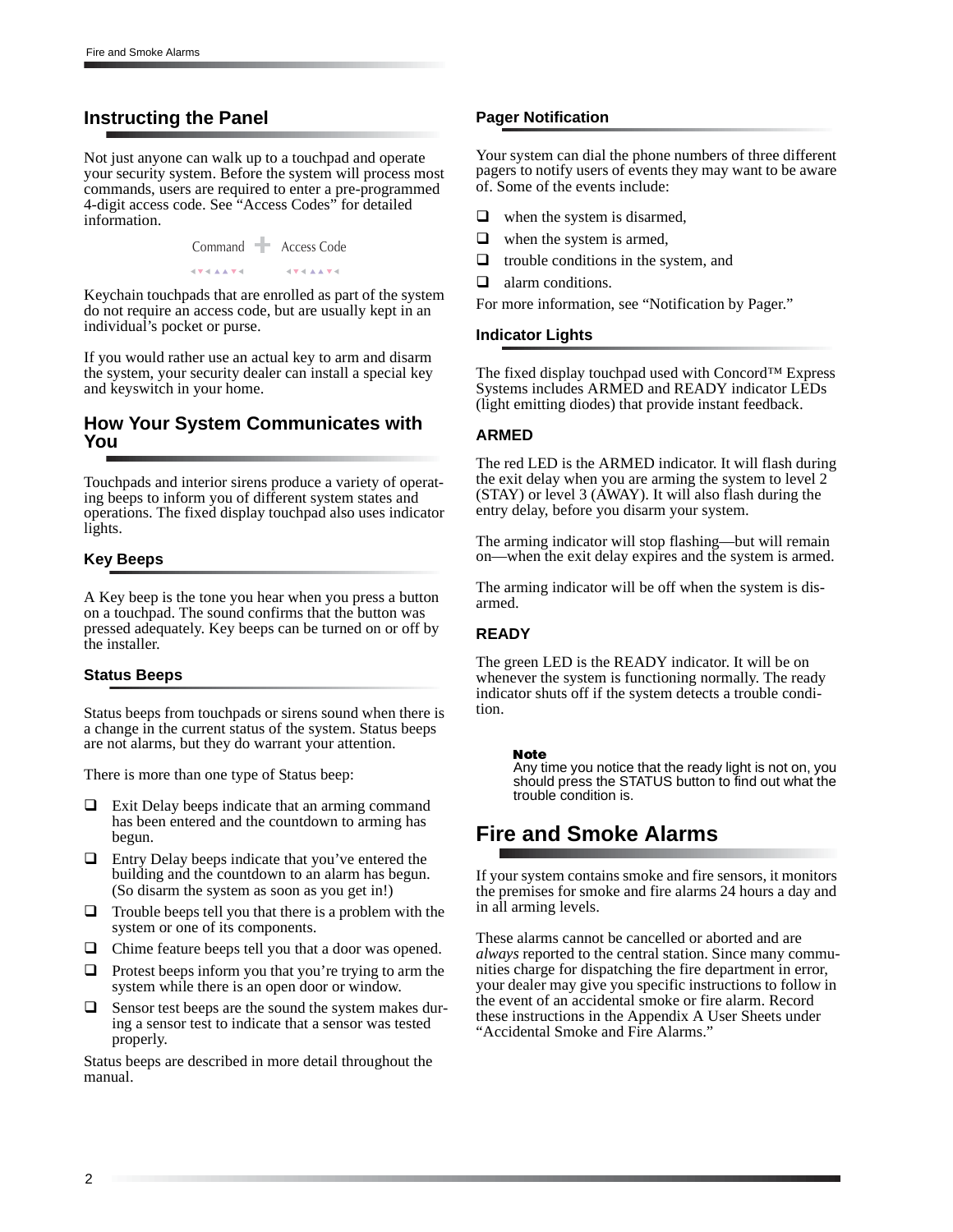## Instructing the Panel

Not just anyone can walk up to a touchpad and operate your security system. Before the system will process most commands, users are required to enter a pre-programmed 4-digit access code. See “Access Codes” for detailed information.

Command + Access Code

Keychain touchpads that are enrolled as part of the system do not require an access code, but are usually kept in an individual’s pocket or purse.

If you would rather use an actual key to arm and disarm the system, your security dealer can install a special key and keyswitch in your home.

## How Your System Communicates with You

Touchpads and interior sirens produce a variety of operating beeps to inform you of different system states and operations. The fixed display touchpad also uses indicator lights.

### Key Beeps

A Key beep is the tone you hear when you press a button on a touchpad. The sound confirms that the button was pressed adequately. Key beeps can be turned on or off by the installer.

### Status Beeps

Status beeps from touchpads or sirens sound when there is a change in the current status of the system. Status beeps are not alarms, but they do warrant your attention.

There is more than one type of Status beep:

- Exit Delay beeps indicate that an arming command has been entered and the countdown to arming has begun.
- Entry Delay beeps indicate that you’ve entered the building and the countdown to an alarm has begun. (So disarm the system as soon as you get in!)
- Trouble beeps tell you that there is a problem with the system or one of its components.
- Chime feature beeps tell you that a door was opened.
- Protest beeps inform you that you’re trying to arm the system while there is an open door or window.
- Sensor test beeps are the sound the system makes during a sensor test to indicate that a sensor was tested properly.

Status beeps are described in more detail throughout the manual.

### Pager Notification

Your system can dial the phone numbers of three different pagers to notify users of events they may want to be aware of. Some of the events include:

- when the system is disarmed,
- when the system is armed,
- trouble conditions in the system, and
- alarm conditions.

For more information, see “Notification by Pager.”

### Indicator Lights

The fixed display touchpad used with Concord™ Express Systems includes ARMED and READY indicator LEDs (light emitting diodes) that provide instant feedback.

#### ARMED

The red LED is the ARMED indicator. It will flash during the exit delay when you are arming the system to level 2 (STAY) or level 3 (AWAY). It will also flash during the entry delay, before you disarm your system.

The arming indicator will stop flashing—but will remain on—when the exit delay expires and the system is armed.

The arming indicator will be off when the system is disarmed.

#### READY

The green LED is the READY indicator. It will be on whenever the system is functioning normally. The ready indicator shuts off if the system detects a trouble condition.

**Note**
Any time you notice that the ready light is not on, you should press the STATUS button to find out what the trouble condition is.

# Fire and Smoke Alarms

If your system contains smoke and fire sensors, it monitors the premises for smoke and fire alarms 24 hours a day and in all arming levels.

These alarms cannot be cancelled or aborted and are *always* reported to the central station. Since many communities charge for dispatching the fire department in error, your dealer may give you specific instructions to follow in the event of an accidental smoke or fire alarm. Record these instructions in the Appendix A User Sheets under “Accidental Smoke and Fire Alarms.”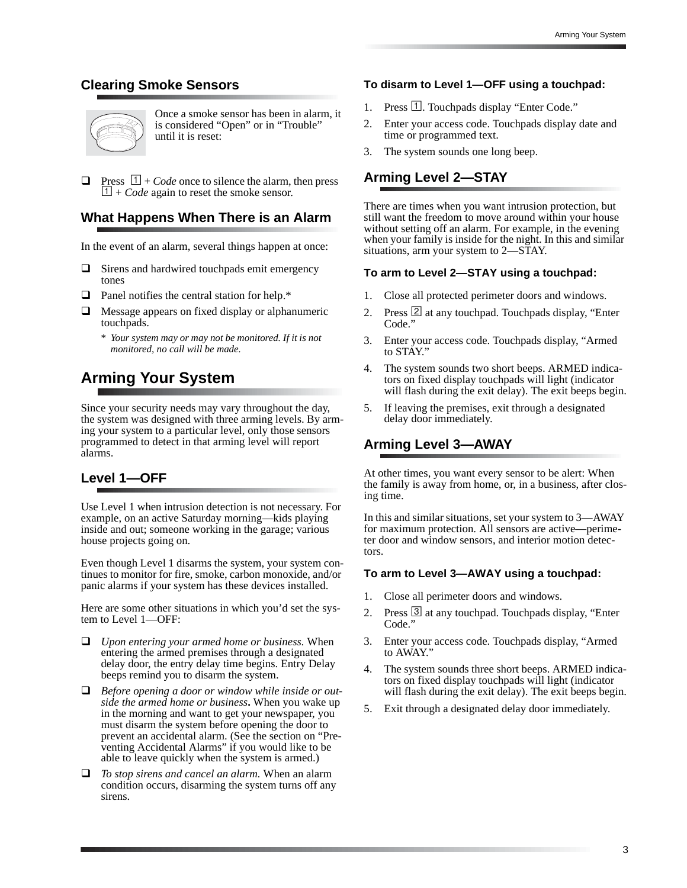## Clearing Smoke Sensors

Once a smoke sensor has been in alarm, it is considered "Open" or in "Trouble" until it is reset:

- Press 1 + *Code* once to silence the alarm, then press 1 + *Code* again to reset the smoke sensor.

## What Happens When There is an Alarm

In the event of an alarm, several things happen at once:

- Sirens and hardwired touchpads emit emergency tones
- Panel notifies the central station for help.*
- Message appears on fixed display or alphanumeric touchpads.

  \* *Your system may or may not be monitored. If it is not monitored, no call will be made.*

# Arming Your System

Since your security needs may vary throughout the day, the system was designed with three arming levels. By arming your system to a particular level, only those sensors programmed to detect in that arming level will report alarms.

## Level 1—OFF

Use Level 1 when intrusion detection is not necessary. For example, on an active Saturday morning—kids playing inside and out; someone working in the garage; various house projects going on.

Even though Level 1 disarms the system, your system continues to monitor for fire, smoke, carbon monoxide, and/or panic alarms if your system has these devices installed.

Here are some other situations in which you'd set the system to Level 1—OFF:

- *Upon entering your armed home or business.* When entering the armed premises through a designated delay door, the entry delay time begins. Entry Delay beeps remind you to disarm the system.
- *Before opening a door or window while inside or outside the armed home or business***.** When you wake up in the morning and want to get your newspaper, you must disarm the system before opening the door to prevent an accidental alarm. (See the section on "Preventing Accidental Alarms" if you would like to be able to leave quickly when the system is armed.)
- *To stop sirens and cancel an alarm.* When an alarm condition occurs, disarming the system turns off any sirens.

#### To disarm to Level 1—OFF using a touchpad:

1. Press 1. Touchpads display "Enter Code."
2. Enter your access code. Touchpads display date and time or programmed text.
3. The system sounds one long beep.

## Arming Level 2—STAY

There are times when you want intrusion protection, but still want the freedom to move around within your house without setting off an alarm. For example, in the evening when your family is inside for the night. In this and similar situations, arm your system to 2—STAY.

#### To arm to Level 2—STAY using a touchpad:

1. Close all protected perimeter doors and windows.
2. Press 2 at any touchpad. Touchpads display, "Enter Code."
3. Enter your access code. Touchpads display, "Armed to STAY."
4. The system sounds two short beeps. ARMED indicators on fixed display touchpads will light (indicator will flash during the exit delay). The exit beeps begin.
5. If leaving the premises, exit through a designated delay door immediately.

## Arming Level 3—AWAY

At other times, you want every sensor to be alert: When the family is away from home, or, in a business, after closing time.

In this and similar situations, set your system to 3—AWAY for maximum protection. All sensors are active—perimeter door and window sensors, and interior motion detectors.

#### To arm to Level 3—AWAY using a touchpad:

1. Close all perimeter doors and windows.
2. Press 3 at any touchpad. Touchpads display, "Enter Code."
3. Enter your access code. Touchpads display, "Armed to AWAY."
4. The system sounds three short beeps. ARMED indicators on fixed display touchpads will light (indicator will flash during the exit delay). The exit beeps begin.
5. Exit through a designated delay door immediately.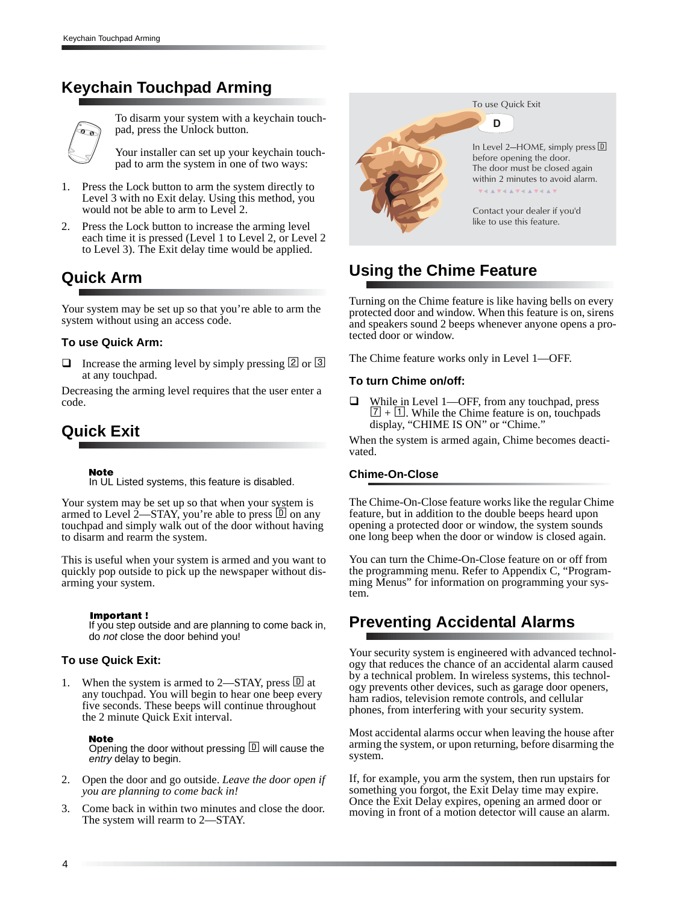# Keychain Touchpad Arming

To disarm your system with a keychain touchpad, press the Unlock button.

Your installer can set up your keychain touchpad to arm the system in one of two ways:

1. Press the Lock button to arm the system directly to Level 3 with no Exit delay. Using this method, you would not be able to arm to Level 2.
2. Press the Lock button to increase the arming level each time it is pressed (Level 1 to Level 2, or Level 2 to Level 3). The Exit delay time would be applied.

## Quick Arm

Your system may be set up so that you're able to arm the system without using an access code.

### To use Quick Arm:

- Increase the arming level by simply pressing 2 or 3 at any touchpad.

Decreasing the arming level requires that the user enter a code.

## Quick Exit

**Note**
In UL Listed systems, this feature is disabled.

Your system may be set up so that when your system is armed to Level 2—STAY, you're able to press D on any touchpad and simply walk out of the door without having to disarm and rearm the system.

This is useful when your system is armed and you want to quickly pop outside to pick up the newspaper without disarming your system.

**Important !**
If you step outside and are planning to come back in, do *not* close the door behind you!

### To use Quick Exit:

1. When the system is armed to 2—STAY, press D at any touchpad. You will begin to hear one beep every five seconds. These beeps will continue throughout the 2 minute Quick Exit interval.

   **Note**
   Opening the door without pressing D will cause the *entry* delay to begin.

2. Open the door and go outside. *Leave the door open if you are planning to come back in!*
3. Come back in within two minutes and close the door. The system will rearm to 2—STAY.

To use Quick Exit

D

In Level 2–HOME, simply press D before opening the door. The door must be closed again within 2 minutes to avoid alarm.

Contact your dealer if you'd like to use this feature.

## Using the Chime Feature

Turning on the Chime feature is like having bells on every protected door and window. When this feature is on, sirens and speakers sound 2 beeps whenever anyone opens a protected door or window.

The Chime feature works only in Level 1—OFF.

### To turn Chime on/off:

- While in Level 1—OFF, from any touchpad, press 7 + 1. While the Chime feature is on, touchpads display, "CHIME IS ON" or "Chime."

When the system is armed again, Chime becomes deactivated.

### Chime-On-Close

The Chime-On-Close feature works like the regular Chime feature, but in addition to the double beeps heard upon opening a protected door or window, the system sounds one long beep when the door or window is closed again.

You can turn the Chime-On-Close feature on or off from the programming menu. Refer to Appendix C, "Programming Menus" for information on programming your system.

## Preventing Accidental Alarms

Your security system is engineered with advanced technology that reduces the chance of an accidental alarm caused by a technical problem. In wireless systems, this technology prevents other devices, such as garage door openers, ham radios, television remote controls, and cellular phones, from interfering with your security system.

Most accidental alarms occur when leaving the house after arming the system, or upon returning, before disarming the system.

If, for example, you arm the system, then run upstairs for something you forgot, the Exit Delay time may expire. Once the Exit Delay expires, opening an armed door or moving in front of a motion detector will cause an alarm.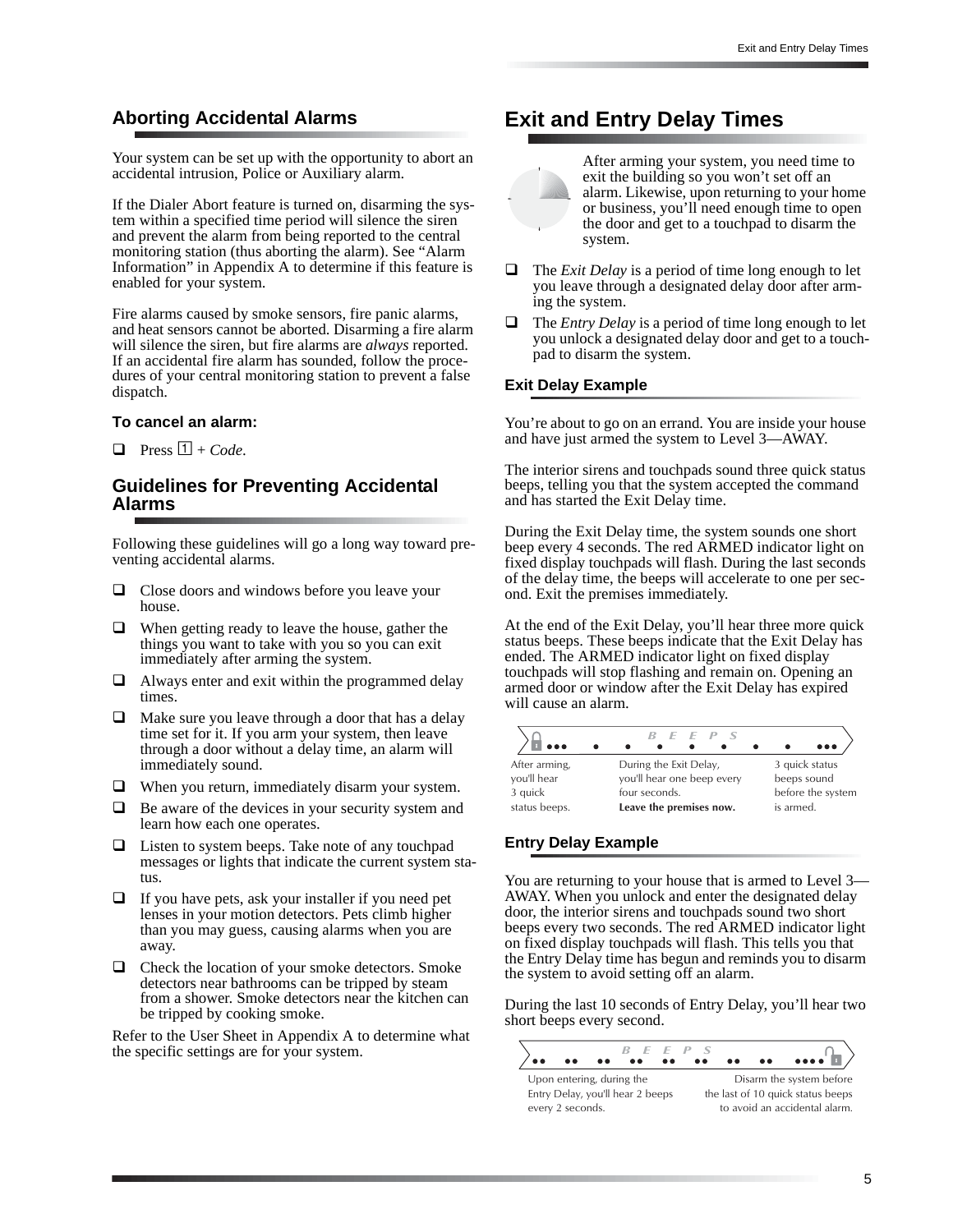## Aborting Accidental Alarms

Your system can be set up with the opportunity to abort an accidental intrusion, Police or Auxiliary alarm.

If the Dialer Abort feature is turned on, disarming the system within a specified time period will silence the siren and prevent the alarm from being reported to the central monitoring station (thus aborting the alarm). See “Alarm Information” in Appendix A to determine if this feature is enabled for your system.

Fire alarms caused by smoke sensors, fire panic alarms, and heat sensors cannot be aborted. Disarming a fire alarm will silence the siren, but fire alarms are *always* reported. If an accidental fire alarm has sounded, follow the procedures of your central monitoring station to prevent a false dispatch.

**To cancel an alarm:**

- Press 1 + *Code*.

## Guidelines for Preventing Accidental Alarms

Following these guidelines will go a long way toward preventing accidental alarms.

- Close doors and windows before you leave your house.
- When getting ready to leave the house, gather the things you want to take with you so you can exit immediately after arming the system.
- Always enter and exit within the programmed delay times.
- Make sure you leave through a door that has a delay time set for it. If you arm your system, then leave through a door without a delay time, an alarm will immediately sound.
- When you return, immediately disarm your system.
- Be aware of the devices in your security system and learn how each one operates.
- Listen to system beeps. Take note of any touchpad messages or lights that indicate the current system status.
- If you have pets, ask your installer if you need pet lenses in your motion detectors. Pets climb higher than you may guess, causing alarms when you are away.
- Check the location of your smoke detectors. Smoke detectors near bathrooms can be tripped by steam from a shower. Smoke detectors near the kitchen can be tripped by cooking smoke.

Refer to the User Sheet in Appendix A to determine what the specific settings are for your system.

# Exit and Entry Delay Times

After arming your system, you need time to exit the building so you won’t set off an alarm. Likewise, upon returning to your home or business, you’ll need enough time to open the door and get to a touchpad to disarm the system.

- The *Exit Delay* is a period of time long enough to let you leave through a designated delay door after arming the system.
- The *Entry Delay* is a period of time long enough to let you unlock a designated delay door and get to a touchpad to disarm the system.

### Exit Delay Example

You’re about to go on an errand. You are inside your house and have just armed the system to Level 3—AWAY.

The interior sirens and touchpads sound three quick status beeps, telling you that the system accepted the command and has started the Exit Delay time.

During the Exit Delay time, the system sounds one short beep every 4 seconds. The red ARMED indicator light on fixed display touchpads will flash. During the last seconds of the delay time, the beeps will accelerate to one per second. Exit the premises immediately.

At the end of the Exit Delay, you’ll hear three more quick status beeps. These beeps indicate that the Exit Delay has ended. The ARMED indicator light on fixed display touchpads will stop flashing and remain on. Opening an armed door or window after the Exit Delay has expired will cause an alarm.

BEEPS

After arming, you'll hear 3 quick status beeps. | During the Exit Delay, you'll hear one beep every four seconds. **Leave the premises now.** | 3 quick status beeps sound before the system is armed.

### Entry Delay Example

You are returning to your house that is armed to Level 3—AWAY. When you unlock and enter the designated delay door, the interior sirens and touchpads sound two short beeps every two seconds. The red ARMED indicator light on fixed display touchpads will flash. This tells you that the Entry Delay time has begun and reminds you to disarm the system to avoid setting off an alarm.

During the last 10 seconds of Entry Delay, you’ll hear two short beeps every second.

BEEPS

Upon entering, during the Entry Delay, you'll hear 2 beeps every 2 seconds. | Disarm the system before the last of 10 quick status beeps to avoid an accidental alarm.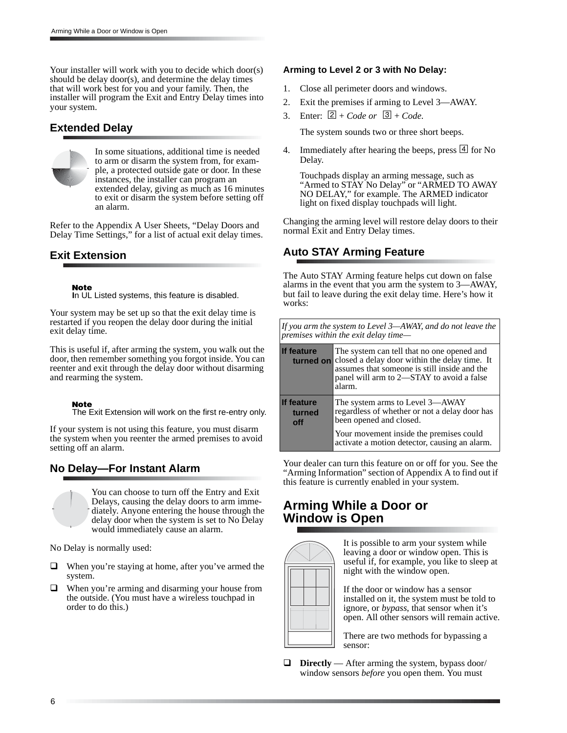Your installer will work with you to decide which door(s) should be delay door(s), and determine the delay times that will work best for you and your family. Then, the installer will program the Exit and Entry Delay times into your system.

## Extended Delay

In some situations, additional time is needed to arm or disarm the system from, for example, a protected outside gate or door. In these instances, the installer can program an extended delay, giving as much as 16 minutes to exit or disarm the system before setting off an alarm.

Refer to the Appendix A User Sheets, “Delay Doors and Delay Time Settings,” for a list of actual exit delay times.

## Exit Extension

**Note**
In UL Listed systems, this feature is disabled.

Your system may be set up so that the exit delay time is restarted if you reopen the delay door during the initial exit delay time.

This is useful if, after arming the system, you walk out the door, then remember something you forgot inside. You can reenter and exit through the delay door without disarming and rearming the system.

**Note**
The Exit Extension will work on the first re-entry only.

If your system is not using this feature, you must disarm the system when you reenter the armed premises to avoid setting off an alarm.

## No Delay—For Instant Alarm

You can choose to turn off the Entry and Exit Delays, causing the delay doors to arm immediately. Anyone entering the house through the delay door when the system is set to No Delay would immediately cause an alarm.

No Delay is normally used:

- When you’re staying at home, after you’ve armed the system.
- When you’re arming and disarming your house from the outside. (You must have a wireless touchpad in order to do this.)

### Arming to Level 2 or 3 with No Delay:

1. Close all perimeter doors and windows.
2. Exit the premises if arming to Level 3—AWAY.
3. Enter: [2] + *Code or* [3] + *Code.*

   The system sounds two or three short beeps.

4. Immediately after hearing the beeps, press [4] for No Delay.

   Touchpads display an arming message, such as “Armed to STAY No Delay” or “ARMED TO AWAY NO DELAY,” for example. The ARMED indicator light on fixed display touchpads will light.

Changing the arming level will restore delay doors to their normal Exit and Entry Delay times.

## Auto STAY Arming Feature

The Auto STAY Arming feature helps cut down on false alarms in the event that you arm the system to 3—AWAY, but fail to leave during the exit delay time. Here’s how it works:

| *If you arm the system to Level 3—AWAY, and do not leave the premises within the exit delay time—* | |
|---|---|
| **If feature turned on** | The system can tell that no one opened and closed a delay door within the delay time. It assumes that someone is still inside and the panel will arm to 2—STAY to avoid a false alarm. |
| **If feature turned off** | The system arms to Level 3—AWAY regardless of whether or not a delay door has been opened and closed.<br><br>Your movement inside the premises could activate a motion detector, causing an alarm. |

Your dealer can turn this feature on or off for you. See the “Arming Information” section of Appendix A to find out if this feature is currently enabled in your system.

## Arming While a Door or Window is Open

It is possible to arm your system while leaving a door or window open. This is useful if, for example, you like to sleep at night with the window open.

If the door or window has a sensor installed on it, the system must be told to ignore, or *bypass*, that sensor when it’s open. All other sensors will remain active.

There are two methods for bypassing a sensor:

- **Directly** — After arming the system, bypass door/window sensors *before* you open them. You must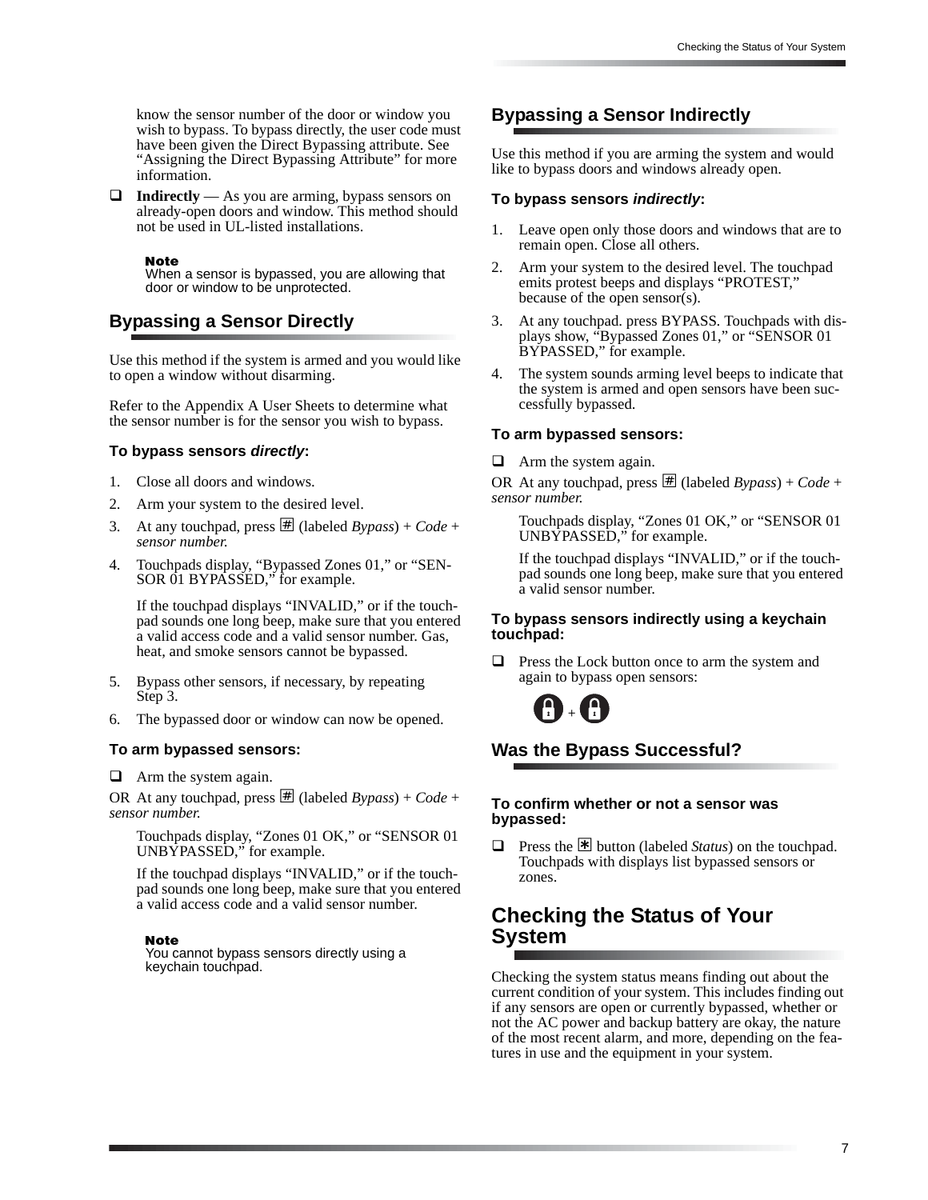know the sensor number of the door or window you wish to bypass. To bypass directly, the user code must have been given the Direct Bypassing attribute. See "Assigning the Direct Bypassing Attribute" for more information.

- **Indirectly** — As you are arming, bypass sensors on already-open doors and window. This method should not be used in UL-listed installations.

> **Note**
> When a sensor is bypassed, you are allowing that door or window to be unprotected.

## Bypassing a Sensor Directly

Use this method if the system is armed and you would like to open a window without disarming.

Refer to the Appendix A User Sheets to determine what the sensor number is for the sensor you wish to bypass.

### To bypass sensors *directly*:

1. Close all doors and windows.
2. Arm your system to the desired level.
3. At any touchpad, press # (labeled *Bypass*) + *Code* + *sensor number.*
4. Touchpads display, "Bypassed Zones 01," or "SENSOR 01 BYPASSED," for example.

   If the touchpad displays "INVALID," or if the touchpad sounds one long beep, make sure that you entered a valid access code and a valid sensor number. Gas, heat, and smoke sensors cannot be bypassed.
5. Bypass other sensors, if necessary, by repeating Step 3.
6. The bypassed door or window can now be opened.

### To arm bypassed sensors:

- Arm the system again.

OR At any touchpad, press # (labeled *Bypass*) + *Code* + *sensor number.*

Touchpads display, "Zones 01 OK," or "SENSOR 01 UNBYPASSED," for example.

If the touchpad displays "INVALID," or if the touchpad sounds one long beep, make sure that you entered a valid access code and a valid sensor number.

> **Note**
> You cannot bypass sensors directly using a keychain touchpad.

## Bypassing a Sensor Indirectly

Use this method if you are arming the system and would like to bypass doors and windows already open.

### To bypass sensors *indirectly*:

1. Leave open only those doors and windows that are to remain open. Close all others.
2. Arm your system to the desired level. The touchpad emits protest beeps and displays "PROTEST," because of the open sensor(s).
3. At any touchpad. press BYPASS. Touchpads with displays show, "Bypassed Zones 01," or "SENSOR 01 BYPASSED," for example.
4. The system sounds arming level beeps to indicate that the system is armed and open sensors have been successfully bypassed.

### To arm bypassed sensors:

- Arm the system again.

OR At any touchpad, press # (labeled *Bypass*) + *Code* + *sensor number.*

Touchpads display, "Zones 01 OK," or "SENSOR 01 UNBYPASSED," for example.

If the touchpad displays "INVALID," or if the touchpad sounds one long beep, make sure that you entered a valid sensor number.

### To bypass sensors indirectly using a keychain touchpad:

- Press the Lock button once to arm the system and again to bypass open sensors:

  Lock + Lock

## Was the Bypass Successful?

### To confirm whether or not a sensor was bypassed:

- Press the * button (labeled *Status*) on the touchpad. Touchpads with displays list bypassed sensors or zones.

## Checking the Status of Your System

Checking the system status means finding out about the current condition of your system. This includes finding out if any sensors are open or currently bypassed, whether or not the AC power and backup battery are okay, the nature of the most recent alarm, and more, depending on the features in use and the equipment in your system.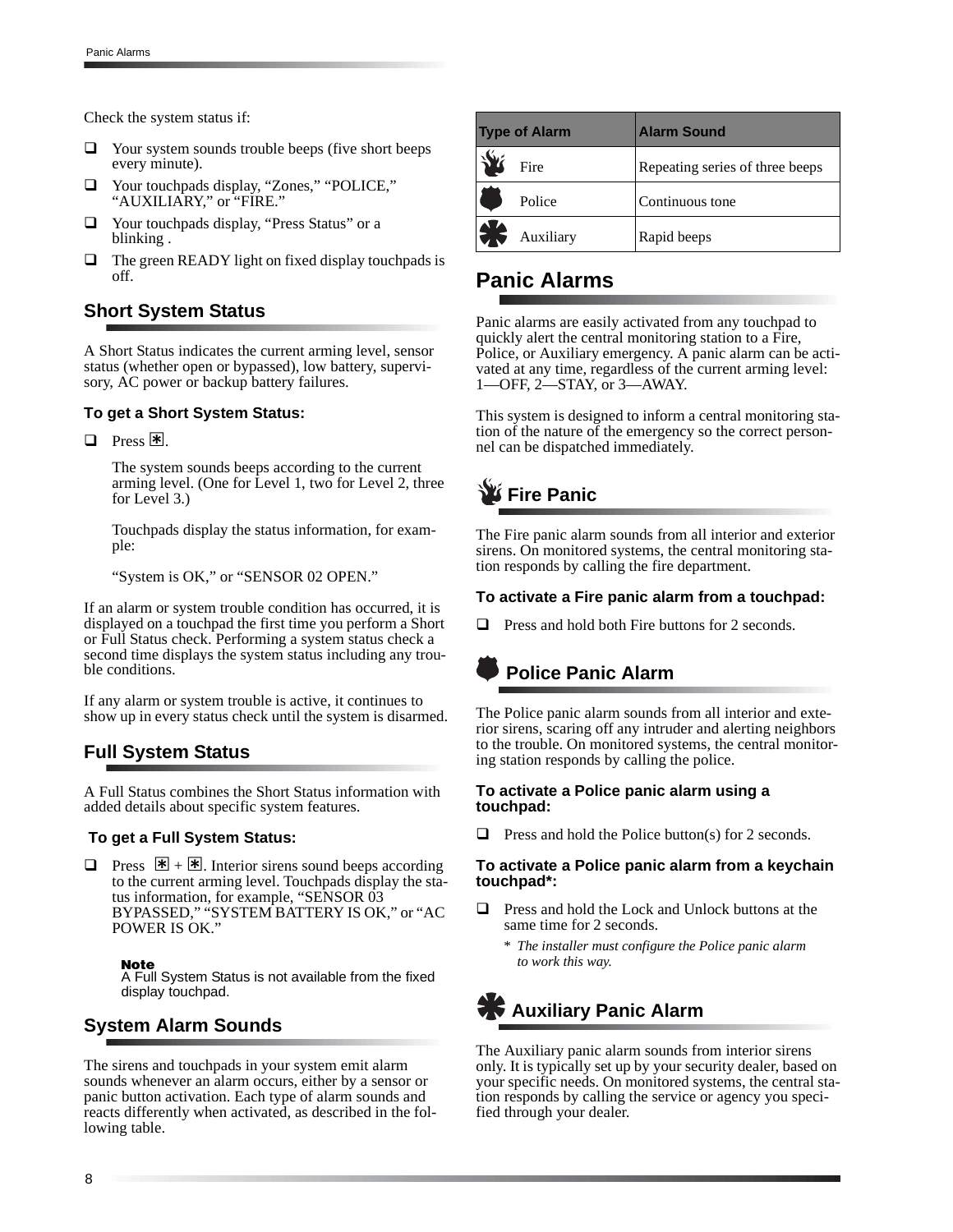Check the system status if:

- Your system sounds trouble beeps (five short beeps every minute).
- Your touchpads display, “Zones,” “POLICE,” “AUXILIARY,” or “FIRE.”
- Your touchpads display, “Press Status” or a blinking .
- The green READY light on fixed display touchpads is off.

## Short System Status

A Short Status indicates the current arming level, sensor status (whether open or bypassed), low battery, supervisory, AC power or backup battery failures.

### To get a Short System Status:

- Press ✱.

  The system sounds beeps according to the current arming level. (One for Level 1, two for Level 2, three for Level 3.)

  Touchpads display the status information, for example:

  “System is OK,” or “SENSOR 02 OPEN.”

If an alarm or system trouble condition has occurred, it is displayed on a touchpad the first time you perform a Short or Full Status check. Performing a system status check a second time displays the system status including any trouble conditions.

If any alarm or system trouble is active, it continues to show up in every status check until the system is disarmed.

## Full System Status

A Full Status combines the Short Status information with added details about specific system features.

### To get a Full System Status:

- Press ✱ + ✱. Interior sirens sound beeps according to the current arming level. Touchpads display the status information, for example, “SENSOR 03 BYPASSED,” “SYSTEM BATTERY IS OK,” or “AC POWER IS OK.”

**Note**
A Full System Status is not available from the fixed display touchpad.

## System Alarm Sounds

The sirens and touchpads in your system emit alarm sounds whenever an alarm occurs, either by a sensor or panic button activation. Each type of alarm sounds and reacts differently when activated, as described in the following table.

| Type of Alarm | Alarm Sound |
|---|---|
| Fire | Repeating series of three beeps |
| Police | Continuous tone |
| Auxiliary | Rapid beeps |

# Panic Alarms

Panic alarms are easily activated from any touchpad to quickly alert the central monitoring station to a Fire, Police, or Auxiliary emergency. A panic alarm can be activated at any time, regardless of the current arming level: 1—OFF, 2—STAY, or 3—AWAY.

This system is designed to inform a central monitoring station of the nature of the emergency so the correct personnel can be dispatched immediately.

## Fire Panic

The Fire panic alarm sounds from all interior and exterior sirens. On monitored systems, the central monitoring station responds by calling the fire department.

### To activate a Fire panic alarm from a touchpad:

- Press and hold both Fire buttons for 2 seconds.

## Police Panic Alarm

The Police panic alarm sounds from all interior and exterior sirens, scaring off any intruder and alerting neighbors to the trouble. On monitored systems, the central monitoring station responds by calling the police.

### To activate a Police panic alarm using a touchpad:

- Press and hold the Police button(s) for 2 seconds.

### To activate a Police panic alarm from a keychain touchpad*:

- Press and hold the Lock and Unlock buttons at the same time for 2 seconds.

  \* *The installer must configure the Police panic alarm to work this way.*

## Auxiliary Panic Alarm

The Auxiliary panic alarm sounds from interior sirens only. It is typically set up by your security dealer, based on your specific needs. On monitored systems, the central station responds by calling the service or agency you specified through your dealer.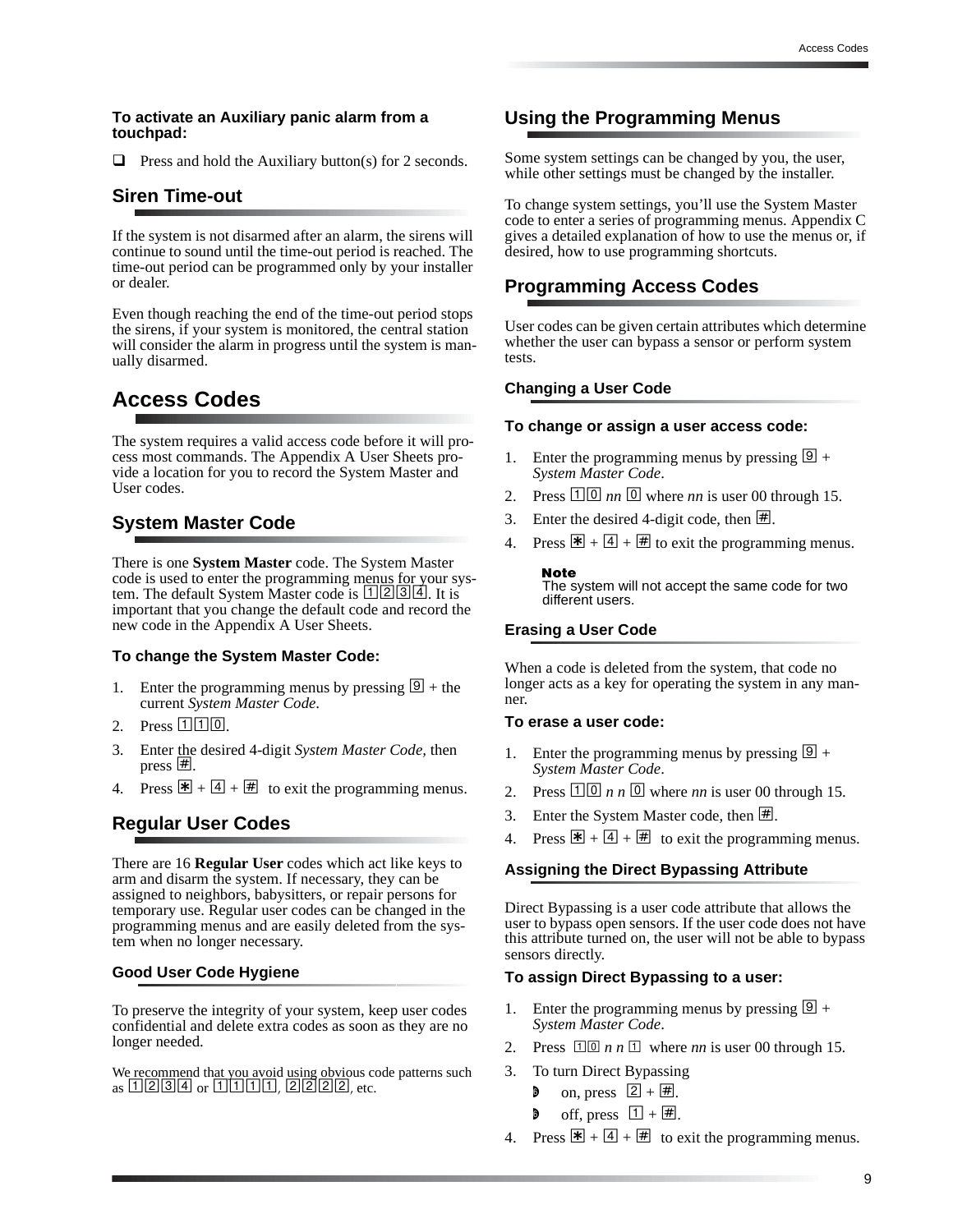**To activate an Auxiliary panic alarm from a touchpad:**

- Press and hold the Auxiliary button(s) for 2 seconds.

## Siren Time-out

If the system is not disarmed after an alarm, the sirens will continue to sound until the time-out period is reached. The time-out period can be programmed only by your installer or dealer.

Even though reaching the end of the time-out period stops the sirens, if your system is monitored, the central station will consider the alarm in progress until the system is manually disarmed.

# Access Codes

The system requires a valid access code before it will process most commands. The Appendix A User Sheets provide a location for you to record the System Master and User codes.

## System Master Code

There is one **System Master** code. The System Master code is used to enter the programming menus for your system. The default System Master code is 1234. It is important that you change the default code and record the new code in the Appendix A User Sheets.

**To change the System Master Code:**

1. Enter the programming menus by pressing 9 + the current *System Master Code*.
2. Press 110.
3. Enter the desired 4-digit *System Master Code*, then press #.
4. Press * + 4 + # to exit the programming menus.

## Regular User Codes

There are 16 **Regular User** codes which act like keys to arm and disarm the system. If necessary, they can be assigned to neighbors, babysitters, or repair persons for temporary use. Regular user codes can be changed in the programming menus and are easily deleted from the system when no longer necessary.

### Good User Code Hygiene

To preserve the integrity of your system, keep user codes confidential and delete extra codes as soon as they are no longer needed.

We recommend that you avoid using obvious code patterns such as 1234 or 1111, 2222, etc.

## Using the Programming Menus

Some system settings can be changed by you, the user, while other settings must be changed by the installer.

To change system settings, you'll use the System Master code to enter a series of programming menus. Appendix C gives a detailed explanation of how to use the menus or, if desired, how to use programming shortcuts.

## Programming Access Codes

User codes can be given certain attributes which determine whether the user can bypass a sensor or perform system tests.

### Changing a User Code

**To change or assign a user access code:**

1. Enter the programming menus by pressing 9 + *System Master Code*.
2. Press 10 *nn* 0 where *nn* is user 00 through 15.
3. Enter the desired 4-digit code, then #.
4. Press * + 4 + # to exit the programming menus.

**Note**
The system will not accept the same code for two different users.

### Erasing a User Code

When a code is deleted from the system, that code no longer acts as a key for operating the system in any manner.

**To erase a user code:**

1. Enter the programming menus by pressing 9 + *System Master Code*.
2. Press 10 *n n* 0 where *nn* is user 00 through 15.
3. Enter the System Master code, then #.
4. Press * + 4 + # to exit the programming menus.

### Assigning the Direct Bypassing Attribute

Direct Bypassing is a user code attribute that allows the user to bypass open sensors. If the user code does not have this attribute turned on, the user will not be able to bypass sensors directly.

**To assign Direct Bypassing to a user:**

1. Enter the programming menus by pressing 9 + *System Master Code*.
2. Press 10 *n n* 1 where *nn* is user 00 through 15.
3. To turn Direct Bypassing
   - on, press 2 + #.
   - off, press 1 + #.
4. Press * + 4 + # to exit the programming menus.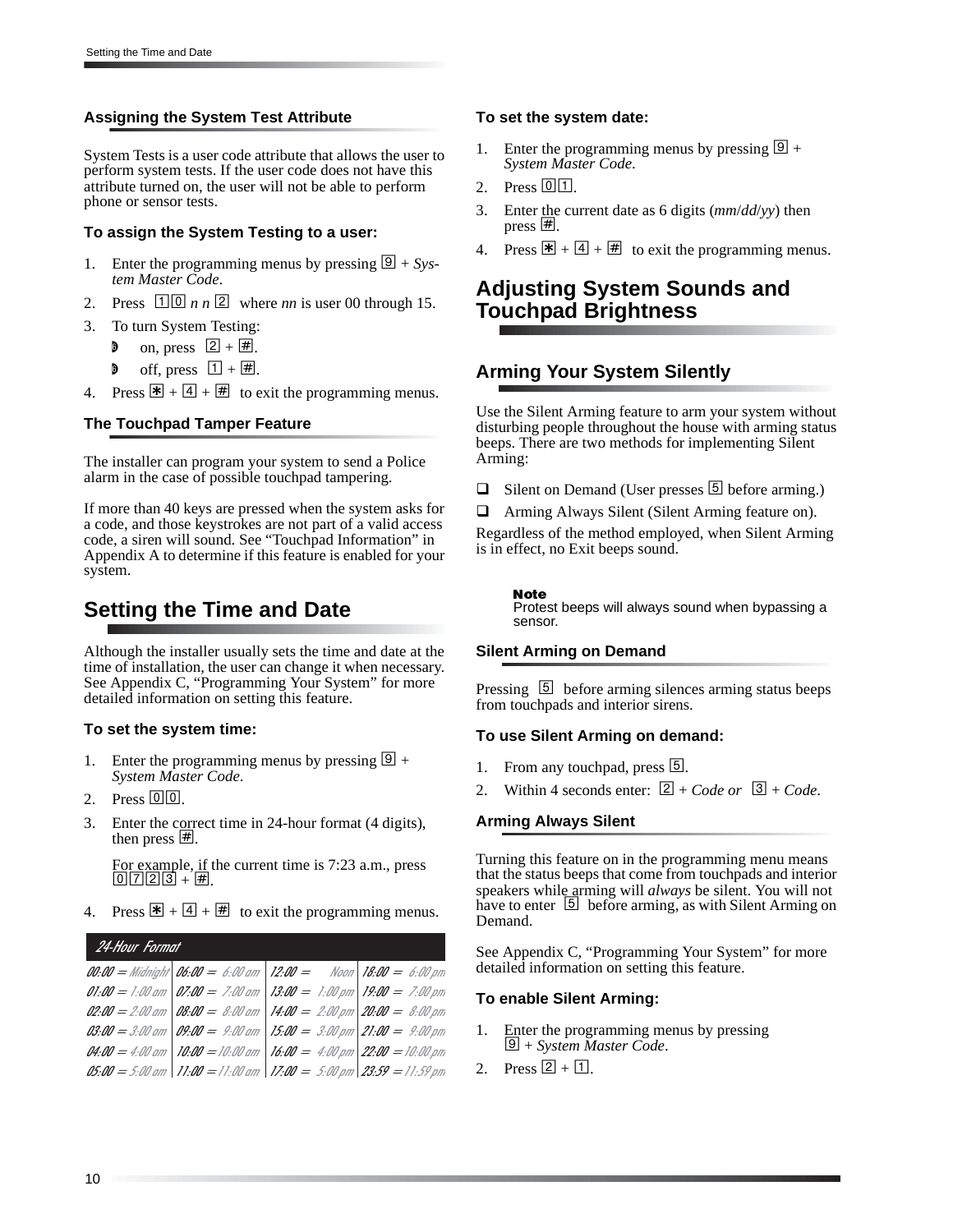### Assigning the System Test Attribute

System Tests is a user code attribute that allows the user to perform system tests. If the user code does not have this attribute turned on, the user will not be able to perform phone or sensor tests.

#### To assign the System Testing to a user:

1. Enter the programming menus by pressing 9 + *System Master Code*.
2. Press 1 0 *n n* 2 where *nn* is user 00 through 15.
3. To turn System Testing:
   - on, press 2 + #.
   - off, press 1 + #.
4. Press * + 4 + # to exit the programming menus.

### The Touchpad Tamper Feature

The installer can program your system to send a Police alarm in the case of possible touchpad tampering.

If more than 40 keys are pressed when the system asks for a code, and those keystrokes are not part of a valid access code, a siren will sound. See “Touchpad Information” in Appendix A to determine if this feature is enabled for your system.

## Setting the Time and Date

Although the installer usually sets the time and date at the time of installation, the user can change it when necessary. See Appendix C, “Programming Your System” for more detailed information on setting this feature.

#### To set the system time:

1. Enter the programming menus by pressing 9 + *System Master Code*.
2. Press 0 0.
3. Enter the correct time in 24-hour format (4 digits), then press #.

   For example, if the current time is 7:23 a.m., press 0 7 2 3 + #.
4. Press * + 4 + # to exit the programming menus.

| 24-Hour Format | | | |
|---|---|---|---|
| 00:00 = Midnight | 06:00 = 6:00 am | 12:00 = Noon | 18:00 = 6:00 pm |
| 01:00 = 1:00 am | 07:00 = 7:00 am | 13:00 = 1:00 pm | 19:00 = 7:00 pm |
| 02:00 = 2:00 am | 08:00 = 8:00 am | 14:00 = 2:00 pm | 20:00 = 8:00 pm |
| 03:00 = 3:00 am | 09:00 = 9:00 am | 15:00 = 3:00 pm | 21:00 = 9:00 pm |
| 04:00 = 4:00 am | 10:00 = 10:00 am | 16:00 = 4:00 pm | 22:00 = 10:00 pm |
| 05:00 = 5:00 am | 11:00 = 11:00 am | 17:00 = 5:00 pm | 23:59 = 11:59 pm |

#### To set the system date:

1. Enter the programming menus by pressing 9 + *System Master Code*.
2. Press 0 1.
3. Enter the current date as 6 digits (*mm*/*dd*/*yy*) then press #.
4. Press * + 4 + # to exit the programming menus.

## Adjusting System Sounds and Touchpad Brightness

### Arming Your System Silently

Use the Silent Arming feature to arm your system without disturbing people throughout the house with arming status beeps. There are two methods for implementing Silent Arming:

- ☐ Silent on Demand (User presses 5 before arming.)
- ☐ Arming Always Silent (Silent Arming feature on).

Regardless of the method employed, when Silent Arming is in effect, no Exit beeps sound.

> **Note**
> Protest beeps will always sound when bypassing a sensor.

#### Silent Arming on Demand

Pressing 5 before arming silences arming status beeps from touchpads and interior sirens.

#### To use Silent Arming on demand:

1. From any touchpad, press 5.
2. Within 4 seconds enter: 2 + *Code or* 3 + *Code*.

#### Arming Always Silent

Turning this feature on in the programming menu means that the status beeps that come from touchpads and interior speakers while arming will *always* be silent. You will not have to enter 5 before arming, as with Silent Arming on Demand.

See Appendix C, “Programming Your System” for more detailed information on setting this feature.

#### To enable Silent Arming:

1. Enter the programming menus by pressing 9 + *System Master Code*.
2. Press 2 + 1.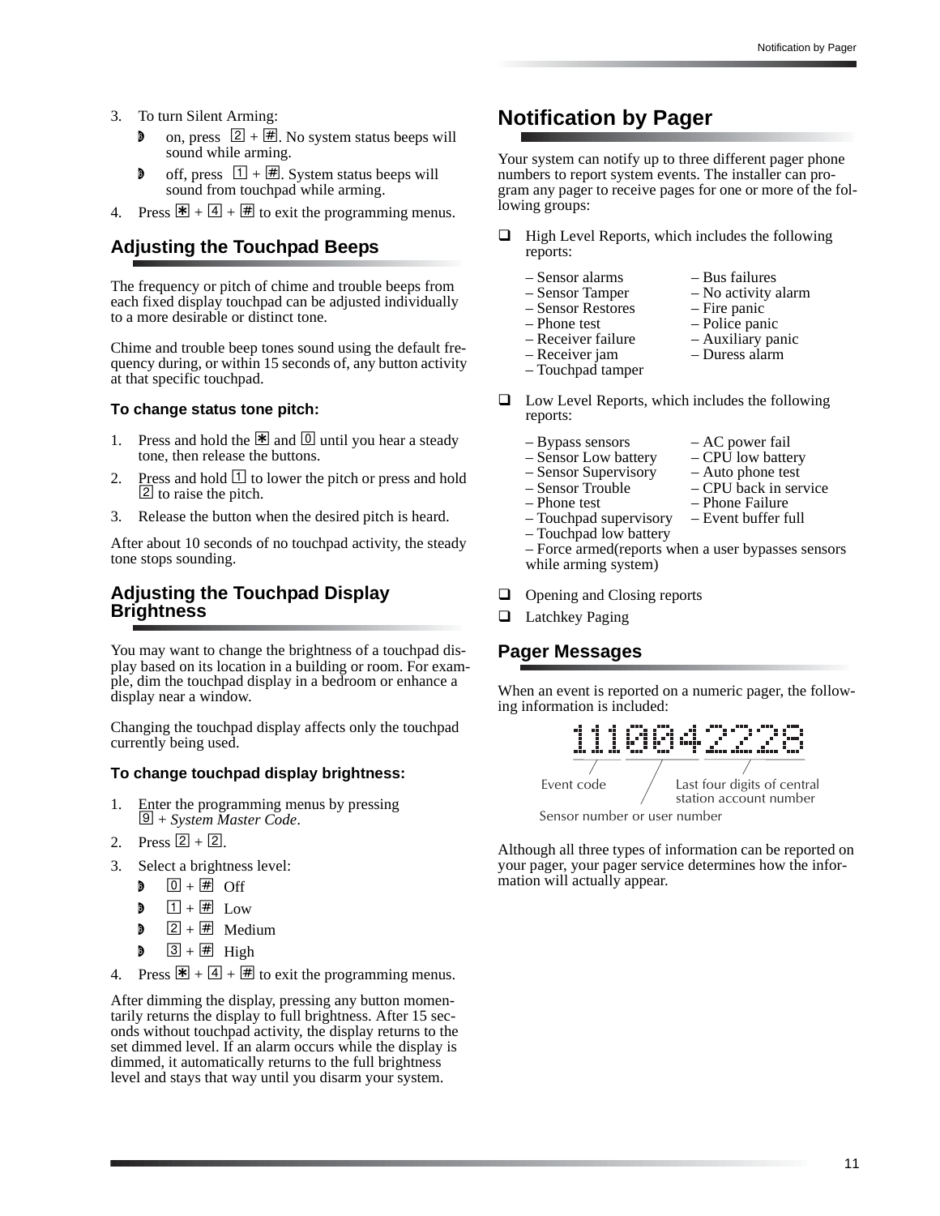3. To turn Silent Arming:
   - on, press 2 + #. No system status beeps will sound while arming.
   - off, press 1 + #. System status beeps will sound from touchpad while arming.
4. Press * + 4 + # to exit the programming menus.

## Adjusting the Touchpad Beeps

The frequency or pitch of chime and trouble beeps from each fixed display touchpad can be adjusted individually to a more desirable or distinct tone.

Chime and trouble beep tones sound using the default frequency during, or within 15 seconds of, any button activity at that specific touchpad.

### To change status tone pitch:

1. Press and hold the * and 0 until you hear a steady tone, then release the buttons.
2. Press and hold 1 to lower the pitch or press and hold 2 to raise the pitch.
3. Release the button when the desired pitch is heard.

After about 10 seconds of no touchpad activity, the steady tone stops sounding.

## Adjusting the Touchpad Display Brightness

You may want to change the brightness of a touchpad display based on its location in a building or room. For example, dim the touchpad display in a bedroom or enhance a display near a window.

Changing the touchpad display affects only the touchpad currently being used.

### To change touchpad display brightness:

1. Enter the programming menus by pressing 9 + *System Master Code*.
2. Press 2 + 2.
3. Select a brightness level:
   - 0 + # Off
   - 1 + # Low
   - 2 + # Medium
   - 3 + # High
4. Press * + 4 + # to exit the programming menus.

After dimming the display, pressing any button momentarily returns the display to full brightness. After 15 seconds without touchpad activity, the display returns to the set dimmed level. If an alarm occurs while the display is dimmed, it automatically returns to the full brightness level and stays that way until you disarm your system.

## Notification by Pager

Your system can notify up to three different pager phone numbers to report system events. The installer can program any pager to receive pages for one or more of the following groups:

- High Level Reports, which includes the following reports:
  - – Sensor alarms
  - – Sensor Tamper
  - – Sensor Restores
  - – Phone test
  - – Receiver failure
  - – Receiver jam
  - – Touchpad tamper
  - – Bus failures
  - – No activity alarm
  - – Fire panic
  - – Police panic
  - – Auxiliary panic
  - – Duress alarm
- Low Level Reports, which includes the following reports:
  - – Bypass sensors
  - – Sensor Low battery
  - – Sensor Supervisory
  - – Sensor Trouble
  - – Phone test
  - – Touchpad supervisory
  - – Touchpad low battery
  - – AC power fail
  - – CPU low battery
  - – Auto phone test
  - – CPU back in service
  - – Phone Failure
  - – Event buffer full
  - – Force armed(reports when a user bypasses sensors while arming system)
- Opening and Closing reports
- Latchkey Paging

## Pager Messages

When an event is reported on a numeric pager, the following information is included:

111 004 2228

Event code — Sensor number or user number — Last four digits of central station account number

Although all three types of information can be reported on your pager, your pager service determines how the information will actually appear.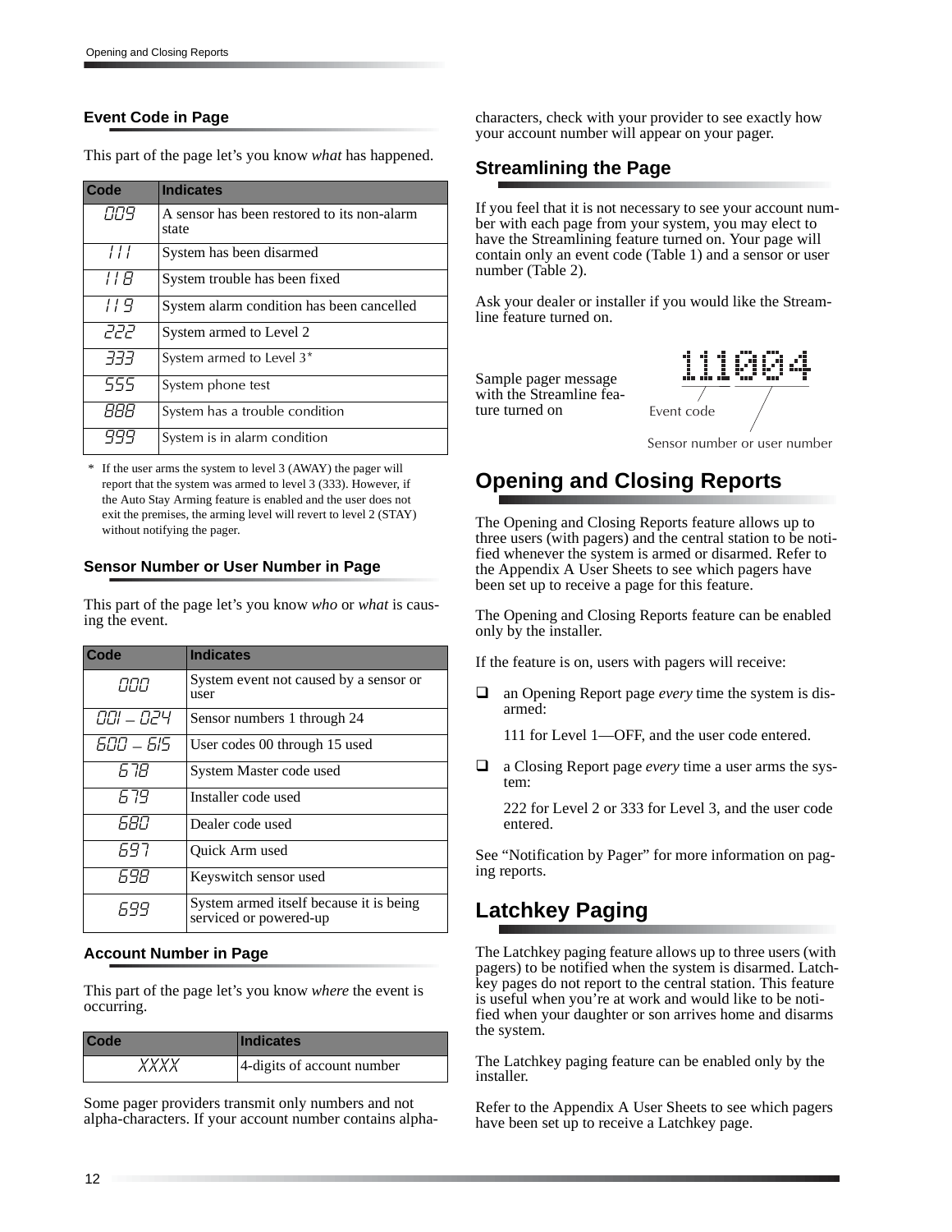### Event Code in Page

This part of the page let's you know *what* has happened.

| Code | Indicates |
|---|---|
| 009 | A sensor has been restored to its non-alarm state |
| 111 | System has been disarmed |
| 118 | System trouble has been fixed |
| 119 | System alarm condition has been cancelled |
| 222 | System armed to Level 2 |
| 333 | System armed to Level 3* |
| 555 | System phone test |
| 888 | System has a trouble condition |
| 999 | System is in alarm condition |

\* If the user arms the system to level 3 (AWAY) the pager will report that the system was armed to level 3 (333). However, if the Auto Stay Arming feature is enabled and the user does not exit the premises, the arming level will revert to level 2 (STAY) without notifying the pager.

### Sensor Number or User Number in Page

This part of the page let's you know *who* or *what* is causing the event.

| Code | Indicates |
|---|---|
| 000 | System event not caused by a sensor or user |
| 001 – 024 | Sensor numbers 1 through 24 |
| 600 – 615 | User codes 00 through 15 used |
| 678 | System Master code used |
| 679 | Installer code used |
| 680 | Dealer code used |
| 697 | Quick Arm used |
| 698 | Keyswitch sensor used |
| 699 | System armed itself because it is being serviced or powered-up |

### Account Number in Page

This part of the page let's you know *where* the event is occurring.

| Code | Indicates |
|---|---|
| XXXX | 4-digits of account number |

Some pager providers transmit only numbers and not alpha-characters. If your account number contains alpha-characters, check with your provider to see exactly how your account number will appear on your pager.

### Streamlining the Page

If you feel that it is not necessary to see your account number with each page from your system, you may elect to have the Streamlining feature turned on. Your page will contain only an event code (Table 1) and a sensor or user number (Table 2).

Ask your dealer or installer if you would like the Streamline feature turned on.

Sample pager message with the Streamline feature turned on

111004

Event code

Sensor number or user number

## Opening and Closing Reports

The Opening and Closing Reports feature allows up to three users (with pagers) and the central station to be notified whenever the system is armed or disarmed. Refer to the Appendix A User Sheets to see which pagers have been set up to receive a page for this feature.

The Opening and Closing Reports feature can be enabled only by the installer.

If the feature is on, users with pagers will receive:

- an Opening Report page *every* time the system is disarmed:

  111 for Level 1—OFF, and the user code entered.

- a Closing Report page *every* time a user arms the system:

  222 for Level 2 or 333 for Level 3, and the user code entered.

See "Notification by Pager" for more information on paging reports.

## Latchkey Paging

The Latchkey paging feature allows up to three users (with pagers) to be notified when the system is disarmed. Latchkey pages do not report to the central station. This feature is useful when you're at work and would like to be notified when your daughter or son arrives home and disarms the system.

The Latchkey paging feature can be enabled only by the installer.

Refer to the Appendix A User Sheets to see which pagers have been set up to receive a Latchkey page.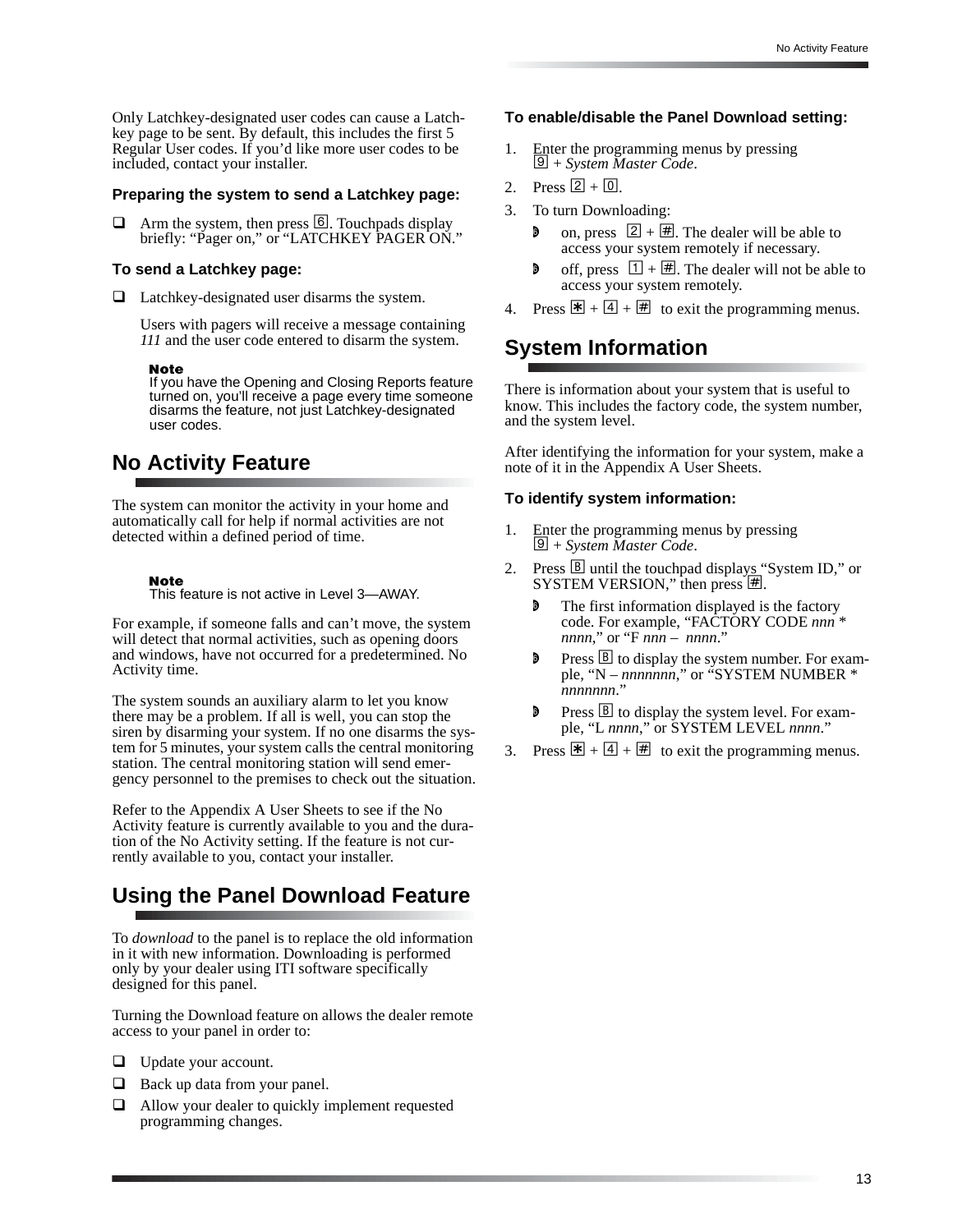Only Latchkey-designated user codes can cause a Latchkey page to be sent. By default, this includes the first 5 Regular User codes. If you'd like more user codes to be included, contact your installer.

### Preparing the system to send a Latchkey page:

- Arm the system, then press 6. Touchpads display briefly: "Pager on," or "LATCHKEY PAGER ON."

### To send a Latchkey page:

- Latchkey-designated user disarms the system.

  Users with pagers will receive a message containing *111* and the user code entered to disarm the system.

  **Note**
  If you have the Opening and Closing Reports feature turned on, you'll receive a page every time someone disarms the feature, not just Latchkey-designated user codes.

## No Activity Feature

The system can monitor the activity in your home and automatically call for help if normal activities are not detected within a defined period of time.

**Note**
This feature is not active in Level 3—AWAY.

For example, if someone falls and can't move, the system will detect that normal activities, such as opening doors and windows, have not occurred for a predetermined. No Activity time.

The system sounds an auxiliary alarm to let you know there may be a problem. If all is well, you can stop the siren by disarming your system. If no one disarms the system for 5 minutes, your system calls the central monitoring station. The central monitoring station will send emergency personnel to the premises to check out the situation.

Refer to the Appendix A User Sheets to see if the No Activity feature is currently available to you and the duration of the No Activity setting. If the feature is not currently available to you, contact your installer.

## Using the Panel Download Feature

To *download* to the panel is to replace the old information in it with new information. Downloading is performed only by your dealer using ITI software specifically designed for this panel.

Turning the Download feature on allows the dealer remote access to your panel in order to:

- Update your account.
- Back up data from your panel.
- Allow your dealer to quickly implement requested programming changes.

### To enable/disable the Panel Download setting:

1. Enter the programming menus by pressing 9 + *System Master Code*.
2. Press 2 + 0.
3. To turn Downloading:
   - on, press 2 + #. The dealer will be able to access your system remotely if necessary.
   - off, press 1 + #. The dealer will not be able to access your system remotely.
4. Press * + 4 + # to exit the programming menus.

## System Information

There is information about your system that is useful to know. This includes the factory code, the system number, and the system level.

After identifying the information for your system, make a note of it in the Appendix A User Sheets.

### To identify system information:

1. Enter the programming menus by pressing 9 + *System Master Code*.
2. Press B until the touchpad displays "System ID," or SYSTEM VERSION," then press #.
   - The first information displayed is the factory code. For example, "FACTORY CODE *nnn* * *nnnn*," or "F *nnn* – *nnnn*."
   - Press B to display the system number. For example, "N – *nnnnnnn*," or "SYSTEM NUMBER * *nnnnnnn*."
   - Press B to display the system level. For example, "L *nnnn*," or SYSTEM LEVEL *nnnn*."
3. Press * + 4 + # to exit the programming menus.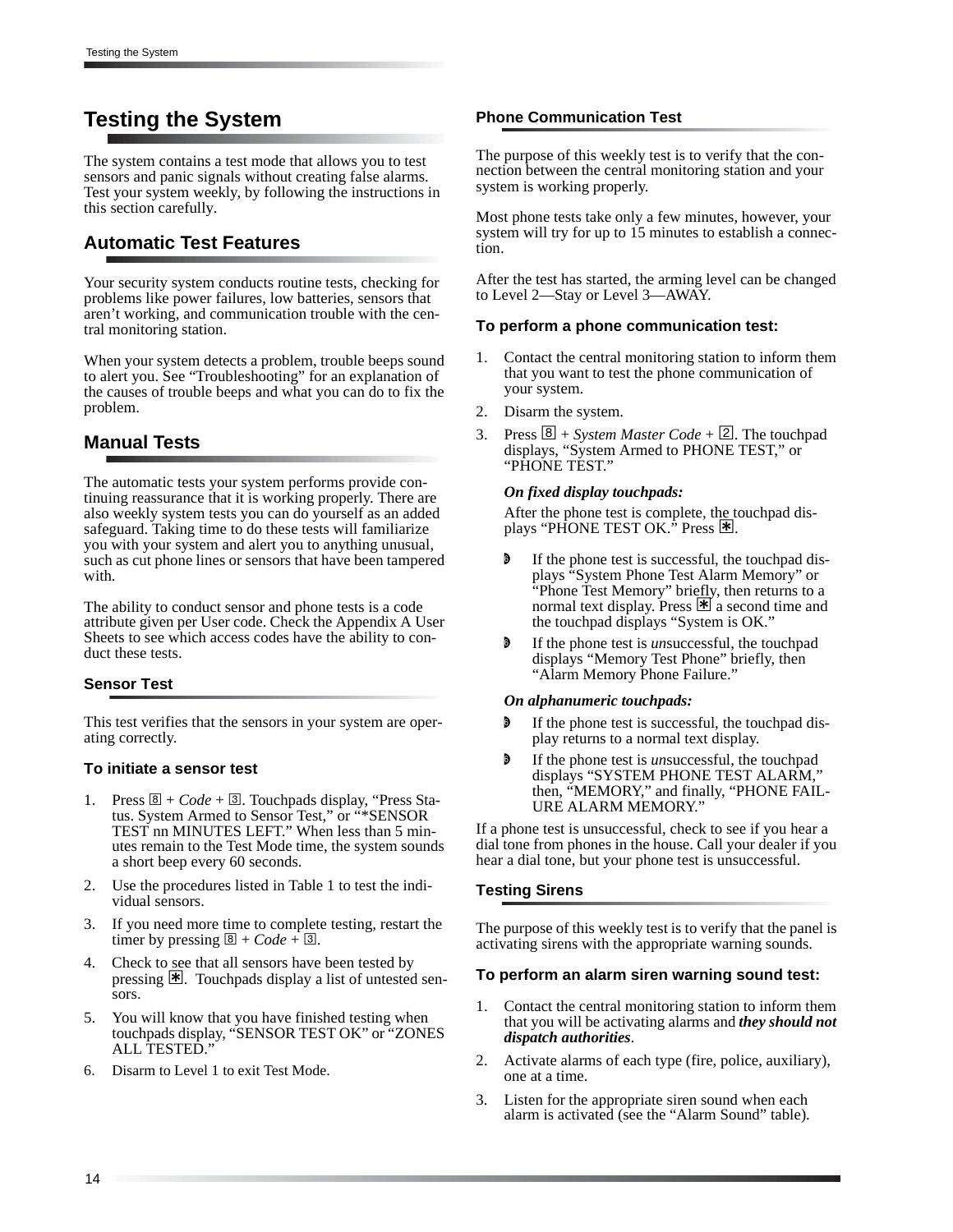# Testing the System

The system contains a test mode that allows you to test sensors and panic signals without creating false alarms. Test your system weekly, by following the instructions in this section carefully.

## Automatic Test Features

Your security system conducts routine tests, checking for problems like power failures, low batteries, sensors that aren't working, and communication trouble with the central monitoring station.

When your system detects a problem, trouble beeps sound to alert you. See "Troubleshooting" for an explanation of the causes of trouble beeps and what you can do to fix the problem.

## Manual Tests

The automatic tests your system performs provide continuing reassurance that it is working properly. There are also weekly system tests you can do yourself as an added safeguard. Taking time to do these tests will familiarize you with your system and alert you to anything unusual, such as cut phone lines or sensors that have been tampered with.

The ability to conduct sensor and phone tests is a code attribute given per User code. Check the Appendix A User Sheets to see which access codes have the ability to conduct these tests.

### Sensor Test

This test verifies that the sensors in your system are operating correctly.

#### To initiate a sensor test

1. Press 8 + *Code* + 3. Touchpads display, "Press Status. System Armed to Sensor Test," or "*SENSOR TEST nn MINUTES LEFT." When less than 5 minutes remain to the Test Mode time, the system sounds a short beep every 60 seconds.
2. Use the procedures listed in Table 1 to test the individual sensors.
3. If you need more time to complete testing, restart the timer by pressing 8 + *Code* + 3.
4. Check to see that all sensors have been tested by pressing *. Touchpads display a list of untested sensors.
5. You will know that you have finished testing when touchpads display, "SENSOR TEST OK" or "ZONES ALL TESTED."
6. Disarm to Level 1 to exit Test Mode.

### Phone Communication Test

The purpose of this weekly test is to verify that the connection between the central monitoring station and your system is working properly.

Most phone tests take only a few minutes, however, your system will try for up to 15 minutes to establish a connection.

After the test has started, the arming level can be changed to Level 2—Stay or Level 3—AWAY.

#### To perform a phone communication test:

1. Contact the central monitoring station to inform them that you want to test the phone communication of your system.
2. Disarm the system.
3. Press 8 + *System Master Code* + 2. The touchpad displays, "System Armed to PHONE TEST," or "PHONE TEST."

   ***On fixed display touchpads:***

   After the phone test is complete, the touchpad displays "PHONE TEST OK." Press *.

   - If the phone test is successful, the touchpad displays "System Phone Test Alarm Memory" or "Phone Test Memory" briefly, then returns to a normal text display. Press * a second time and the touchpad displays "System is OK."
   - If the phone test is *un*successful, the touchpad displays "Memory Test Phone" briefly, then "Alarm Memory Phone Failure."

   ***On alphanumeric touchpads:***

   - If the phone test is successful, the touchpad display returns to a normal text display.
   - If the phone test is *un*successful, the touchpad displays "SYSTEM PHONE TEST ALARM," then, "MEMORY," and finally, "PHONE FAILURE ALARM MEMORY."

If a phone test is unsuccessful, check to see if you hear a dial tone from phones in the house. Call your dealer if you hear a dial tone, but your phone test is unsuccessful.

### Testing Sirens

The purpose of this weekly test is to verify that the panel is activating sirens with the appropriate warning sounds.

#### To perform an alarm siren warning sound test:

1. Contact the central monitoring station to inform them that you will be activating alarms and ***they should not dispatch authorities***.
2. Activate alarms of each type (fire, police, auxiliary), one at a time.
3. Listen for the appropriate siren sound when each alarm is activated (see the "Alarm Sound" table).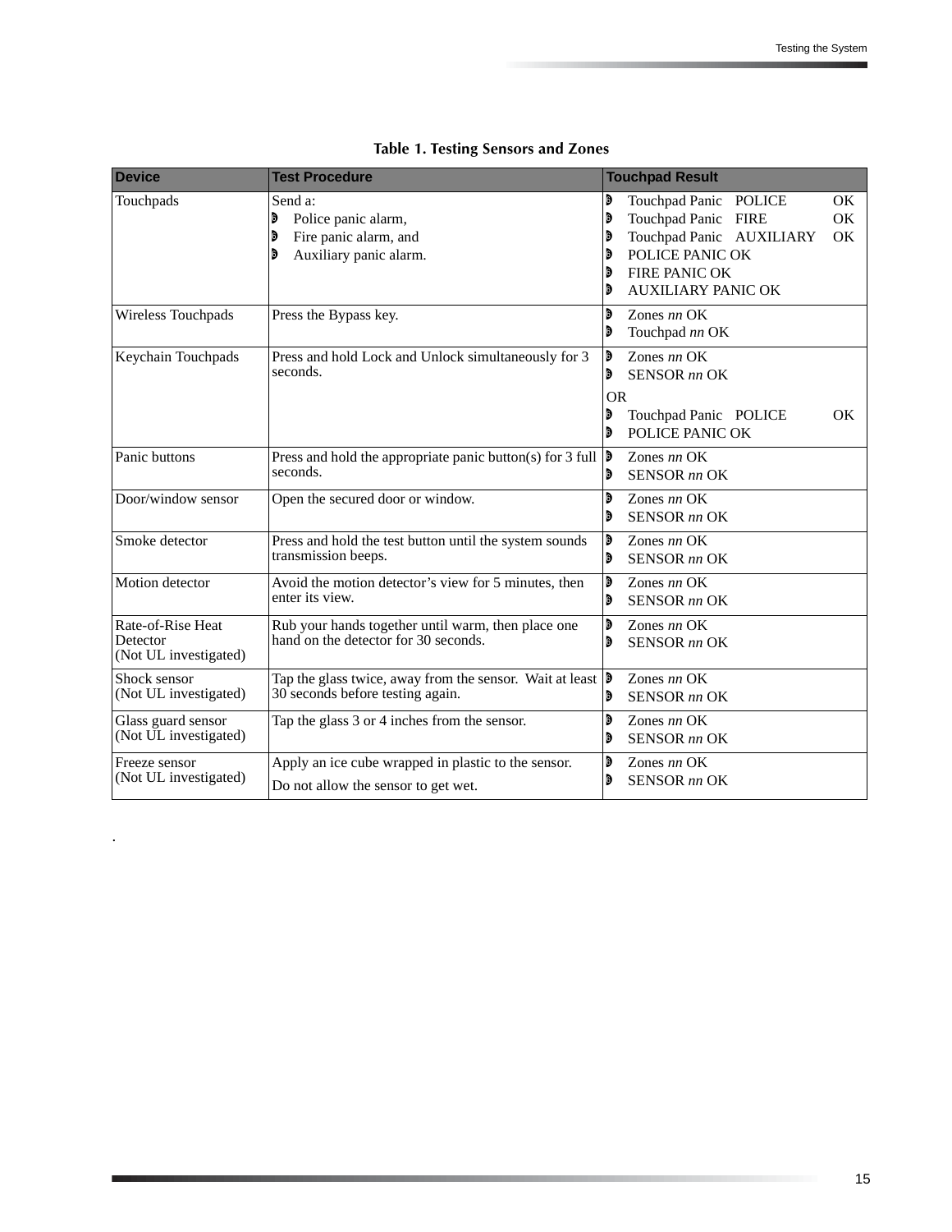**Table 1. Testing Sensors and Zones**

| Device | Test Procedure | Touchpad Result |
|---|---|---|
| Touchpads | Send a:<br>• Police panic alarm,<br>• Fire panic alarm, and<br>• Auxiliary panic alarm. | • Touchpad Panic POLICE OK<br>• Touchpad Panic FIRE OK<br>• Touchpad Panic AUXILIARY OK<br>• POLICE PANIC OK<br>• FIRE PANIC OK<br>• AUXILIARY PANIC OK |
| Wireless Touchpads | Press the Bypass key. | • Zones *nn* OK<br>• Touchpad *nn* OK |
| Keychain Touchpads | Press and hold Lock and Unlock simultaneously for 3 seconds. | • Zones *nn* OK<br>• SENSOR *nn* OK<br>OR<br>• Touchpad Panic POLICE OK<br>• POLICE PANIC OK |
| Panic buttons | Press and hold the appropriate panic button(s) for 3 full seconds. | • Zones *nn* OK<br>• SENSOR *nn* OK |
| Door/window sensor | Open the secured door or window. | • Zones *nn* OK<br>• SENSOR *nn* OK |
| Smoke detector | Press and hold the test button until the system sounds transmission beeps. | • Zones *nn* OK<br>• SENSOR *nn* OK |
| Motion detector | Avoid the motion detector's view for 5 minutes, then enter its view. | • Zones *nn* OK<br>• SENSOR *nn* OK |
| Rate-of-Rise Heat Detector<br>(Not UL investigated) | Rub your hands together until warm, then place one hand on the detector for 30 seconds. | • Zones *nn* OK<br>• SENSOR *nn* OK |
| Shock sensor<br>(Not UL investigated) | Tap the glass twice, away from the sensor. Wait at least 30 seconds before testing again. | • Zones *nn* OK<br>• SENSOR *nn* OK |
| Glass guard sensor<br>(Not UL investigated) | Tap the glass 3 or 4 inches from the sensor. | • Zones *nn* OK<br>• SENSOR *nn* OK |
| Freeze sensor<br>(Not UL investigated) | Apply an ice cube wrapped in plastic to the sensor.<br>Do not allow the sensor to get wet. | • Zones *nn* OK<br>• SENSOR *nn* OK |

.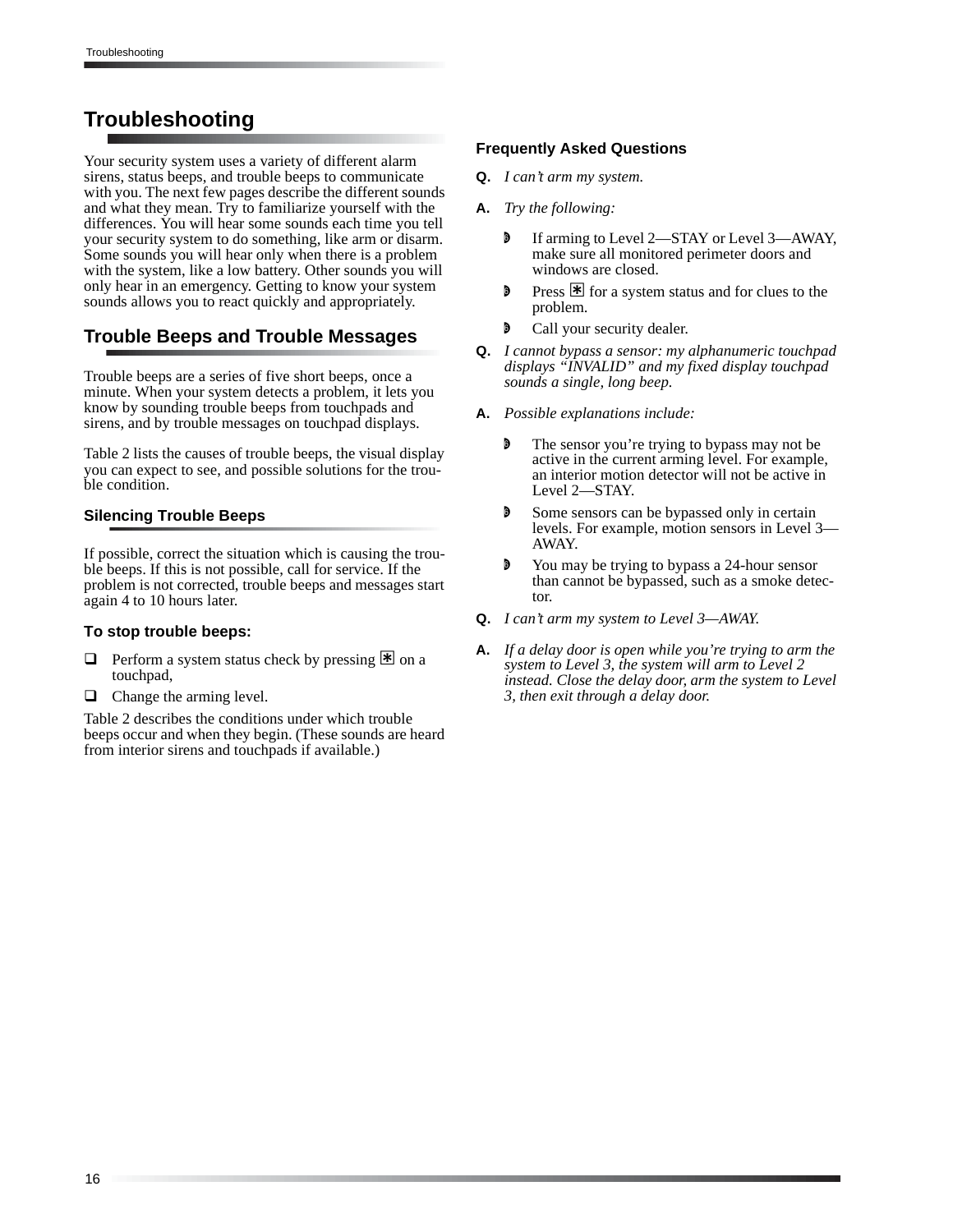# Troubleshooting

Your security system uses a variety of different alarm sirens, status beeps, and trouble beeps to communicate with you. The next few pages describe the different sounds and what they mean. Try to familiarize yourself with the differences. You will hear some sounds each time you tell your security system to do something, like arm or disarm. Some sounds you will hear only when there is a problem with the system, like a low battery. Other sounds you will only hear in an emergency. Getting to know your system sounds allows you to react quickly and appropriately.

## Trouble Beeps and Trouble Messages

Trouble beeps are a series of five short beeps, once a minute. When your system detects a problem, it lets you know by sounding trouble beeps from touchpads and sirens, and by trouble messages on touchpad displays.

Table 2 lists the causes of trouble beeps, the visual display you can expect to see, and possible solutions for the trouble condition.

### Silencing Trouble Beeps

If possible, correct the situation which is causing the trouble beeps. If this is not possible, call for service. If the problem is not corrected, trouble beeps and messages start again 4 to 10 hours later.

**To stop trouble beeps:**

- Perform a system status check by pressing * on a touchpad,
- Change the arming level.

Table 2 describes the conditions under which trouble beeps occur and when they begin. (These sounds are heard from interior sirens and touchpads if available.)

### Frequently Asked Questions

**Q.** *I can't arm my system.*

**A.** *Try the following:*

- If arming to Level 2—STAY or Level 3—AWAY, make sure all monitored perimeter doors and windows are closed.
- Press * for a system status and for clues to the problem.
- Call your security dealer.

**Q.** *I cannot bypass a sensor: my alphanumeric touchpad displays "INVALID" and my fixed display touchpad sounds a single, long beep.*

**A.** *Possible explanations include:*

- The sensor you're trying to bypass may not be active in the current arming level. For example, an interior motion detector will not be active in Level 2—STAY.
- Some sensors can be bypassed only in certain levels. For example, motion sensors in Level 3—AWAY.
- You may be trying to bypass a 24-hour sensor than cannot be bypassed, such as a smoke detector.

**Q.** *I can't arm my system to Level 3—AWAY.*

**A.** *If a delay door is open while you're trying to arm the system to Level 3, the system will arm to Level 2 instead. Close the delay door, arm the system to Level 3, then exit through a delay door.*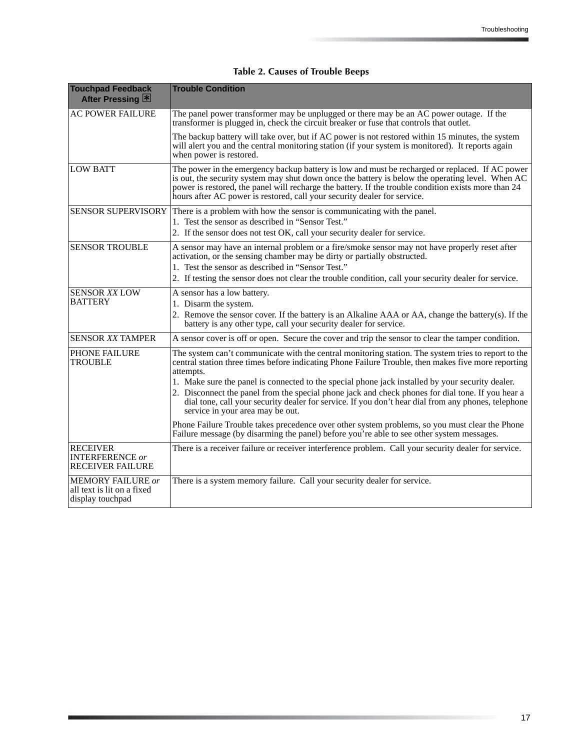**Table 2. Causes of Trouble Beeps**

| Touchpad Feedback After Pressing * | Trouble Condition |
|---|---|
| AC POWER FAILURE | The panel power transformer may be unplugged or there may be an AC power outage. If the transformer is plugged in, check the circuit breaker or fuse that controls that outlet.<br><br>The backup battery will take over, but if AC power is not restored within 15 minutes, the system will alert you and the central monitoring station (if your system is monitored). It reports again when power is restored. |
| LOW BATT | The power in the emergency backup battery is low and must be recharged or replaced. If AC power is out, the security system may shut down once the battery is below the operating level. When AC power is restored, the panel will recharge the battery. If the trouble condition exists more than 24 hours after AC power is restored, call your security dealer for service. |
| SENSOR SUPERVISORY | There is a problem with how the sensor is communicating with the panel.<br>1. Test the sensor as described in "Sensor Test."<br>2. If the sensor does not test OK, call your security dealer for service. |
| SENSOR TROUBLE | A sensor may have an internal problem or a fire/smoke sensor may not have properly reset after activation, or the sensing chamber may be dirty or partially obstructed.<br>1. Test the sensor as described in "Sensor Test."<br>2. If testing the sensor does not clear the trouble condition, call your security dealer for service. |
| SENSOR *XX* LOW BATTERY | A sensor has a low battery.<br>1. Disarm the system.<br>2. Remove the sensor cover. If the battery is an Alkaline AAA or AA, change the battery(s). If the battery is any other type, call your security dealer for service. |
| SENSOR *XX* TAMPER | A sensor cover is off or open. Secure the cover and trip the sensor to clear the tamper condition. |
| PHONE FAILURE TROUBLE | The system can't communicate with the central monitoring station. The system tries to report to the central station three times before indicating Phone Failure Trouble, then makes five more reporting attempts.<br>1. Make sure the panel is connected to the special phone jack installed by your security dealer.<br>2. Disconnect the panel from the special phone jack and check phones for dial tone. If you hear a dial tone, call your security dealer for service. If you don't hear dial from any phones, telephone service in your area may be out.<br><br>Phone Failure Trouble takes precedence over other system problems, so you must clear the Phone Failure message (by disarming the panel) before you're able to see other system messages. |
| RECEIVER INTERFERENCE *or* RECEIVER FAILURE | There is a receiver failure or receiver interference problem. Call your security dealer for service. |
| MEMORY FAILURE *or* all text is lit on a fixed display touchpad | There is a system memory failure. Call your security dealer for service. |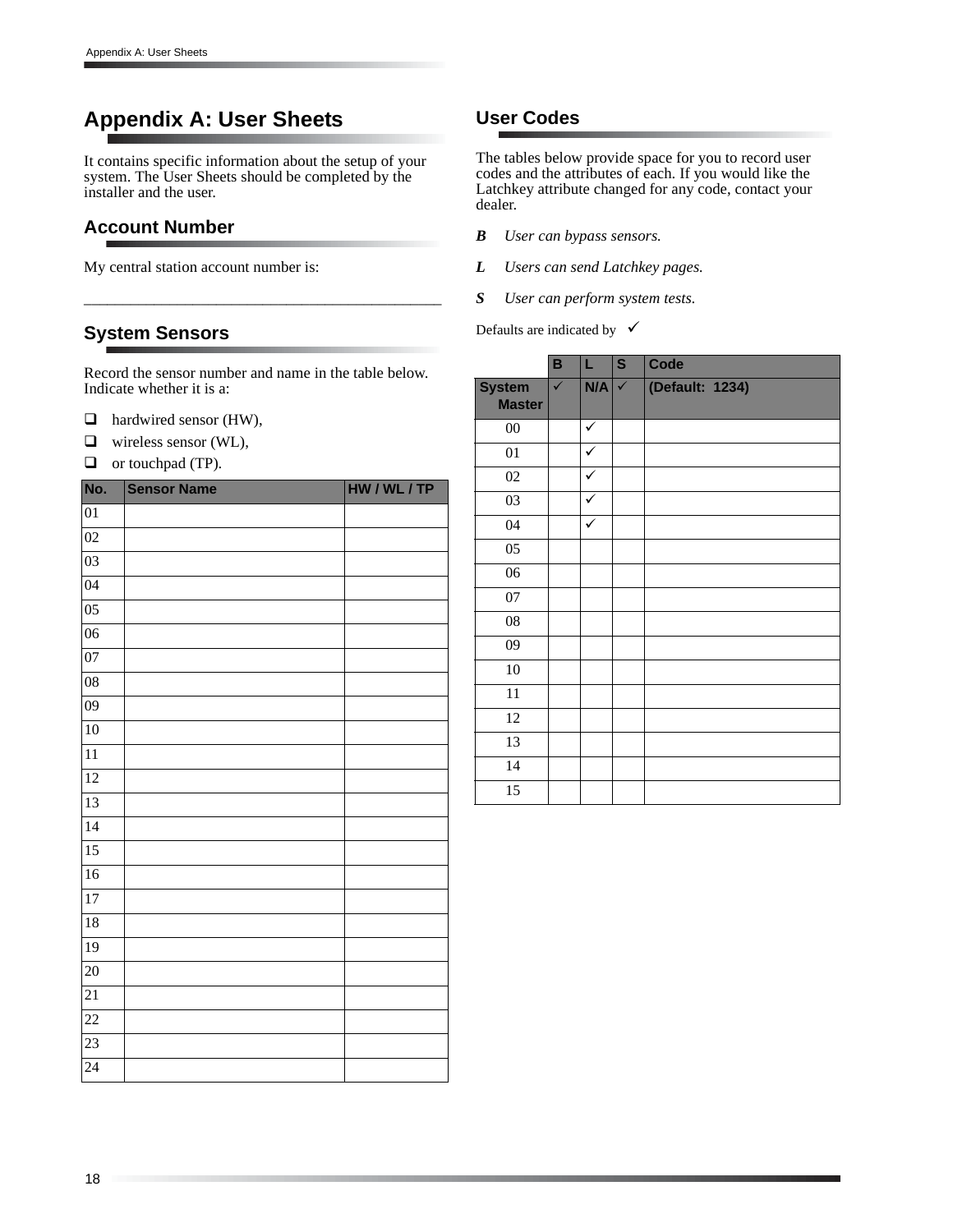# Appendix A: User Sheets

It contains specific information about the setup of your system. The User Sheets should be completed by the installer and the user.

## Account Number

My central station account number is:

_____________________________________________

## System Sensors

Record the sensor number and name in the table below. Indicate whether it is a:

- ❑ hardwired sensor (HW),
- ❑ wireless sensor (WL),
- ❑ or touchpad (TP).

| No. | Sensor Name | HW / WL / TP |
|---|---|---|
| 01 | | |
| 02 | | |
| 03 | | |
| 04 | | |
| 05 | | |
| 06 | | |
| 07 | | |
| 08 | | |
| 09 | | |
| 10 | | |
| 11 | | |
| 12 | | |
| 13 | | |
| 14 | | |
| 15 | | |
| 16 | | |
| 17 | | |
| 18 | | |
| 19 | | |
| 20 | | |
| 21 | | |
| 22 | | |
| 23 | | |
| 24 | | |

## User Codes

The tables below provide space for you to record user codes and the attributes of each. If you would like the Latchkey attribute changed for any code, contact your dealer.

***B*** *User can bypass sensors.*

***L*** *Users can send Latchkey pages.*

***S*** *User can perform system tests.*

Defaults are indicated by ✓

| | B | L | S | Code |
|---|---|---|---|---|
| System Master | ✓ | N/A | ✓ | (Default: 1234) |
| 00 | | ✓ | | |
| 01 | | ✓ | | |
| 02 | | ✓ | | |
| 03 | | ✓ | | |
| 04 | | ✓ | | |
| 05 | | | | |
| 06 | | | | |
| 07 | | | | |
| 08 | | | | |
| 09 | | | | |
| 10 | | | | |
| 11 | | | | |
| 12 | | | | |
| 13 | | | | |
| 14 | | | | |
| 15 | | | | |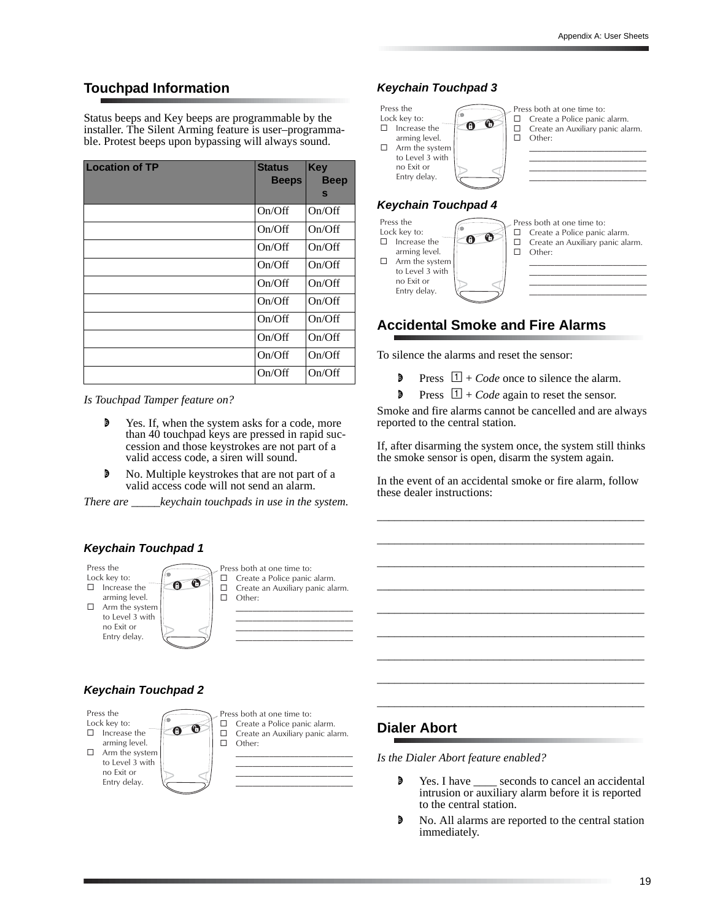## Touchpad Information

Status beeps and Key beeps are programmable by the installer. The Silent Arming feature is user–programmable. Protest beeps upon bypassing will always sound.

| Location of TP | Status Beeps | Key Beeps |
|---|---|---|
| | On/Off | On/Off |
| | On/Off | On/Off |
| | On/Off | On/Off |
| | On/Off | On/Off |
| | On/Off | On/Off |
| | On/Off | On/Off |
| | On/Off | On/Off |
| | On/Off | On/Off |
| | On/Off | On/Off |
| | On/Off | On/Off |

*Is Touchpad Tamper feature on?*

- Yes. If, when the system asks for a code, more than 40 touchpad keys are pressed in rapid succession and those keystrokes are not part of a valid access code, a siren will sound.
- No. Multiple keystrokes that are not part of a valid access code will not send an alarm.

*There are _____keychain touchpads in use in the system.*

### Keychain Touchpad 1

Press the Lock key to:
- ☐ Increase the arming level.
- ☐ Arm the system to Level 3 with no Exit or Entry delay.

Press both at one time to:
- ☐ Create a Police panic alarm.
- ☐ Create an Auxiliary panic alarm.
- ☐ Other:
  ________________________
  ________________________
  ________________________
  ________________________

### Keychain Touchpad 2

Press the Lock key to:
- ☐ Increase the arming level.
- ☐ Arm the system to Level 3 with no Exit or Entry delay.

Press both at one time to:
- ☐ Create a Police panic alarm.
- ☐ Create an Auxiliary panic alarm.
- ☐ Other:
  ________________________
  ________________________
  ________________________
  ________________________

### Keychain Touchpad 3

Press the Lock key to:
- ☐ Increase the arming level.
- ☐ Arm the system to Level 3 with no Exit or Entry delay.

Press both at one time to:
- ☐ Create a Police panic alarm.
- ☐ Create an Auxiliary panic alarm.
- ☐ Other:
  ________________________
  ________________________
  ________________________
  ________________________

### Keychain Touchpad 4

Press the Lock key to:
- ☐ Increase the arming level.
- ☐ Arm the system to Level 3 with no Exit or Entry delay.

Press both at one time to:
- ☐ Create a Police panic alarm.
- ☐ Create an Auxiliary panic alarm.
- ☐ Other:
  ________________________
  ________________________
  ________________________
  ________________________

## Accidental Smoke and Fire Alarms

To silence the alarms and reset the sensor:

- Press 1 + *Code* once to silence the alarm.
- Press 1 + *Code* again to reset the sensor.

Smoke and fire alarms cannot be cancelled and are always reported to the central station.

If, after disarming the system once, the system still thinks the smoke sensor is open, disarm the system again.

In the event of an accidental smoke or fire alarm, follow these dealer instructions:

______________________________________________

______________________________________________

______________________________________________

______________________________________________

______________________________________________

______________________________________________

______________________________________________

______________________________________________

______________________________________________

## Dialer Abort

*Is the Dialer Abort feature enabled?*

- Yes. I have ____ seconds to cancel an accidental intrusion or auxiliary alarm before it is reported to the central station.
- No. All alarms are reported to the central station immediately.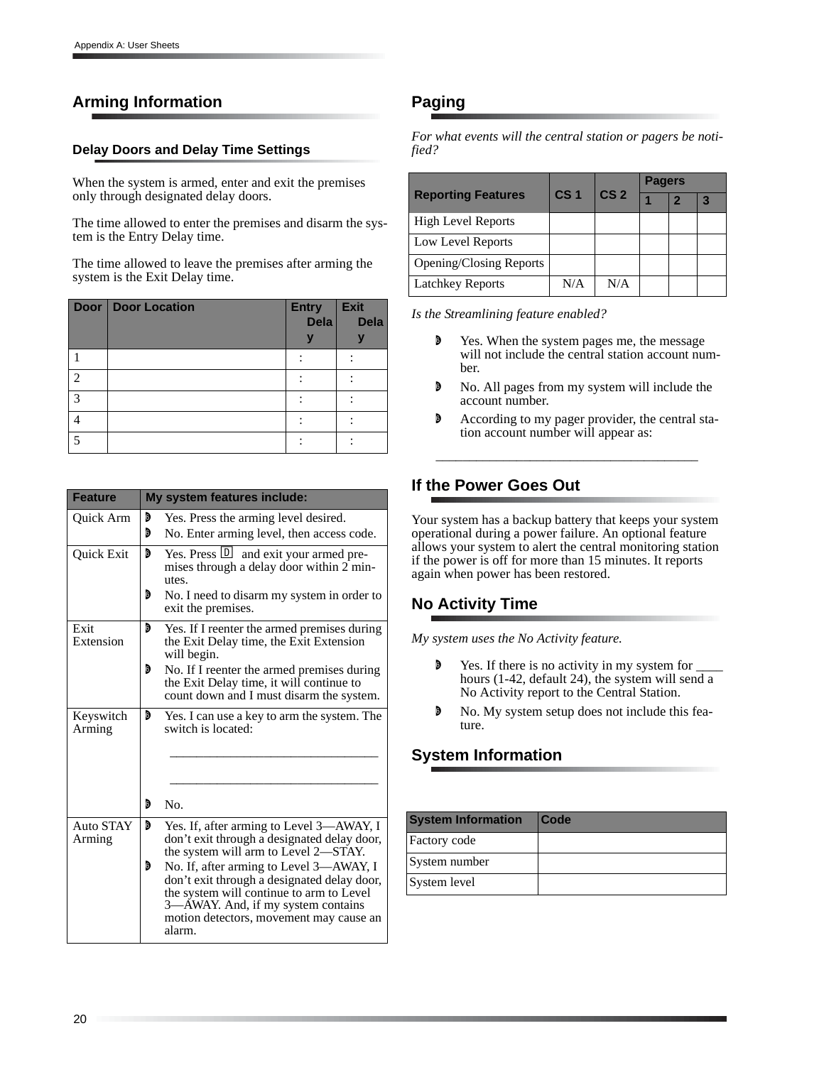## Arming Information

### Delay Doors and Delay Time Settings

When the system is armed, enter and exit the premises only through designated delay doors.

The time allowed to enter the premises and disarm the system is the Entry Delay time.

The time allowed to leave the premises after arming the system is the Exit Delay time.

| Door | Door Location | Entry Delay | Exit Delay |
|---|---|---|---|
| 1 | | : | : |
| 2 | | : | : |
| 3 | | : | : |
| 4 | | : | : |
| 5 | | : | : |

| Feature | My system features include: |
|---|---|
| Quick Arm | - Yes. Press the arming level desired.<br>- No. Enter arming level, then access code. |
| Quick Exit | - Yes. Press D and exit your armed premises through a delay door within 2 minutes.<br>- No. I need to disarm my system in order to exit the premises. |
| Exit Extension | - Yes. If I reenter the armed premises during the Exit Delay time, the Exit Extension will begin.<br>- No. If I reenter the armed premises during the Exit Delay time, it will continue to count down and I must disarm the system. |
| Keyswitch Arming | - Yes. I can use a key to arm the system. The switch is located:<br>______________________________<br>______________________________<br>- No. |
| Auto STAY Arming | - Yes. If, after arming to Level 3—AWAY, I don't exit through a designated delay door, the system will arm to Level 2—STAY.<br>- No. If, after arming to Level 3—AWAY, I don't exit through a designated delay door, the system will continue to arm to Level 3—AWAY. And, if my system contains motion detectors, movement may cause an alarm. |

## Paging

*For what events will the central station or pagers be notified?*

| Reporting Features | CS 1 | CS 2 | Pagers | | |
|---|---|---|---|---|---|
| | | | 1 | 2 | 3 |
| High Level Reports | | | | | |
| Low Level Reports | | | | | |
| Opening/Closing Reports | | | | | |
| Latchkey Reports | N/A | N/A | | | |

*Is the Streamlining feature enabled?*

- Yes. When the system pages me, the message will not include the central station account number.
- No. All pages from my system will include the account number.
- According to my pager provider, the central station account number will appear as:

______________________________________

## If the Power Goes Out

Your system has a backup battery that keeps your system operational during a power failure. An optional feature allows your system to alert the central monitoring station if the power is off for more than 15 minutes. It reports again when power has been restored.

## No Activity Time

*My system uses the No Activity feature.*

- Yes. If there is no activity in my system for ____ hours (1-42, default 24), the system will send a No Activity report to the Central Station.
- No. My system setup does not include this feature.

## System Information

| System Information | Code |
|---|---|
| Factory code | |
| System number | |
| System level | |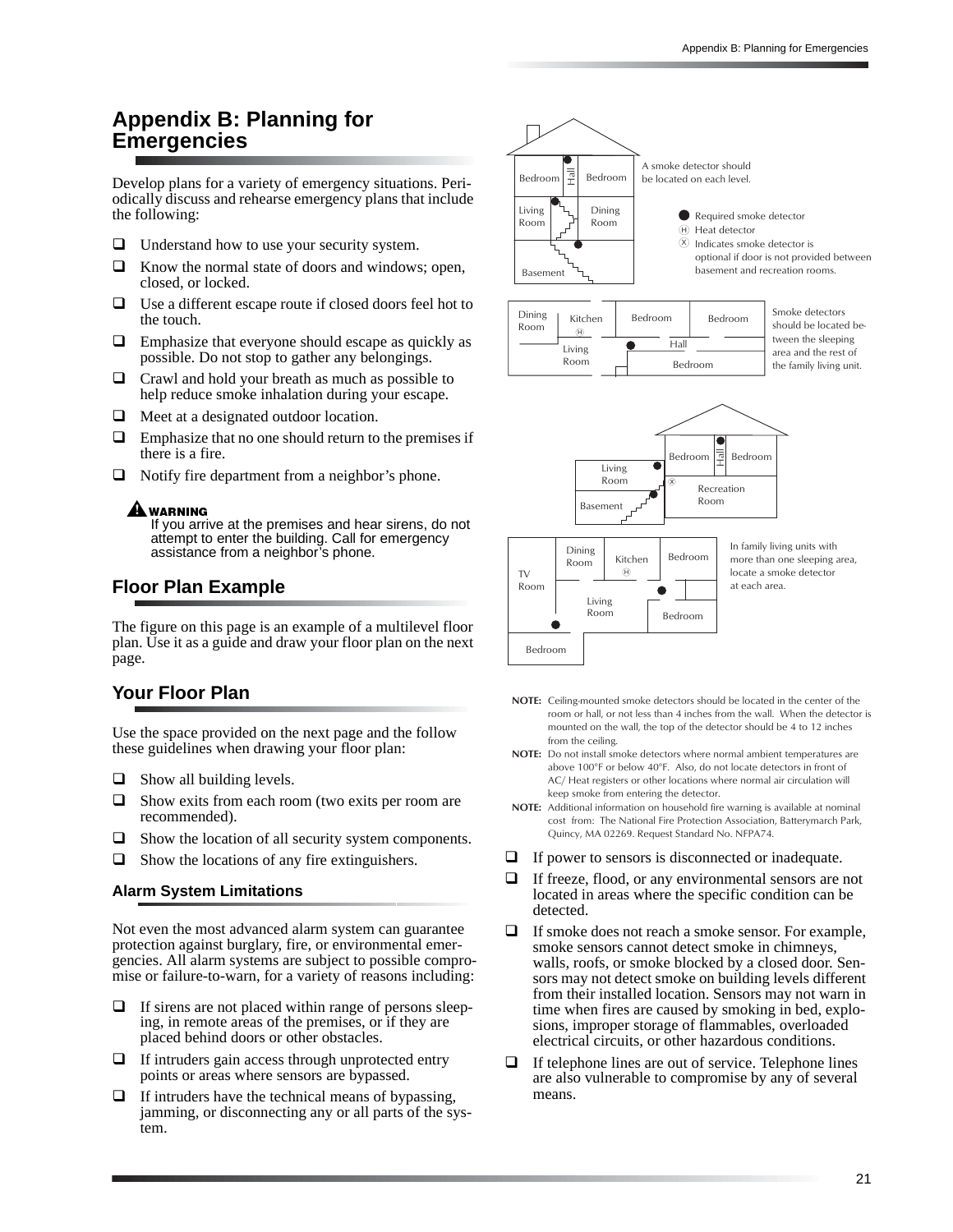# Appendix B: Planning for Emergencies

Develop plans for a variety of emergency situations. Periodically discuss and rehearse emergency plans that include the following:

- Understand how to use your security system.
- Know the normal state of doors and windows; open, closed, or locked.
- Use a different escape route if closed doors feel hot to the touch.
- Emphasize that everyone should escape as quickly as possible. Do not stop to gather any belongings.
- Crawl and hold your breath as much as possible to help reduce smoke inhalation during your escape.
- Meet at a designated outdoor location.
- Emphasize that no one should return to the premises if there is a fire.
- Notify fire department from a neighbor's phone.

**⚠ WARNING**
If you arrive at the premises and hear sirens, do not attempt to enter the building. Call for emergency assistance from a neighbor's phone.

## Floor Plan Example

The figure on this page is an example of a multilevel floor plan. Use it as a guide and draw your floor plan on the next page.

A smoke detector should be located on each level.

● Required smoke detector
Ⓗ Heat detector
Ⓧ Indicates smoke detector is optional if door is not provided between basement and recreation rooms.

Smoke detectors should be located between the sleeping area and the rest of the family living unit.

In family living units with more than one sleeping area, locate a smoke detector at each area.

**NOTE:** Ceiling-mounted smoke detectors should be located in the center of the room or hall, or not less than 4 inches from the wall. When the detector is mounted on the wall, the top of the detector should be 4 to 12 inches from the ceiling.

**NOTE:** Do not install smoke detectors where normal ambient temperatures are above 100°F or below 40°F. Also, do not locate detectors in front of AC/ Heat registers or other locations where normal air circulation will keep smoke from entering the detector.

**NOTE:** Additional information on household fire warning is available at nominal cost from: The National Fire Protection Association, Batterymarch Park, Quincy, MA 02269. Request Standard No. NFPA74.

## Your Floor Plan

Use the space provided on the next page and the follow these guidelines when drawing your floor plan:

- Show all building levels.
- Show exits from each room (two exits per room are recommended).
- Show the location of all security system components.
- Show the locations of any fire extinguishers.

### Alarm System Limitations

Not even the most advanced alarm system can guarantee protection against burglary, fire, or environmental emergencies. All alarm systems are subject to possible compromise or failure-to-warn, for a variety of reasons including:

- If sirens are not placed within range of persons sleeping, in remote areas of the premises, or if they are placed behind doors or other obstacles.
- If intruders gain access through unprotected entry points or areas where sensors are bypassed.
- If intruders have the technical means of bypassing, jamming, or disconnecting any or all parts of the system.
- If power to sensors is disconnected or inadequate.
- If freeze, flood, or any environmental sensors are not located in areas where the specific condition can be detected.
- If smoke does not reach a smoke sensor. For example, smoke sensors cannot detect smoke in chimneys, walls, roofs, or smoke blocked by a closed door. Sensors may not detect smoke on building levels different from their installed location. Sensors may not warn in time when fires are caused by smoking in bed, explosions, improper storage of flammables, overloaded electrical circuits, or other hazardous conditions.
- If telephone lines are out of service. Telephone lines are also vulnerable to compromise by any of several means.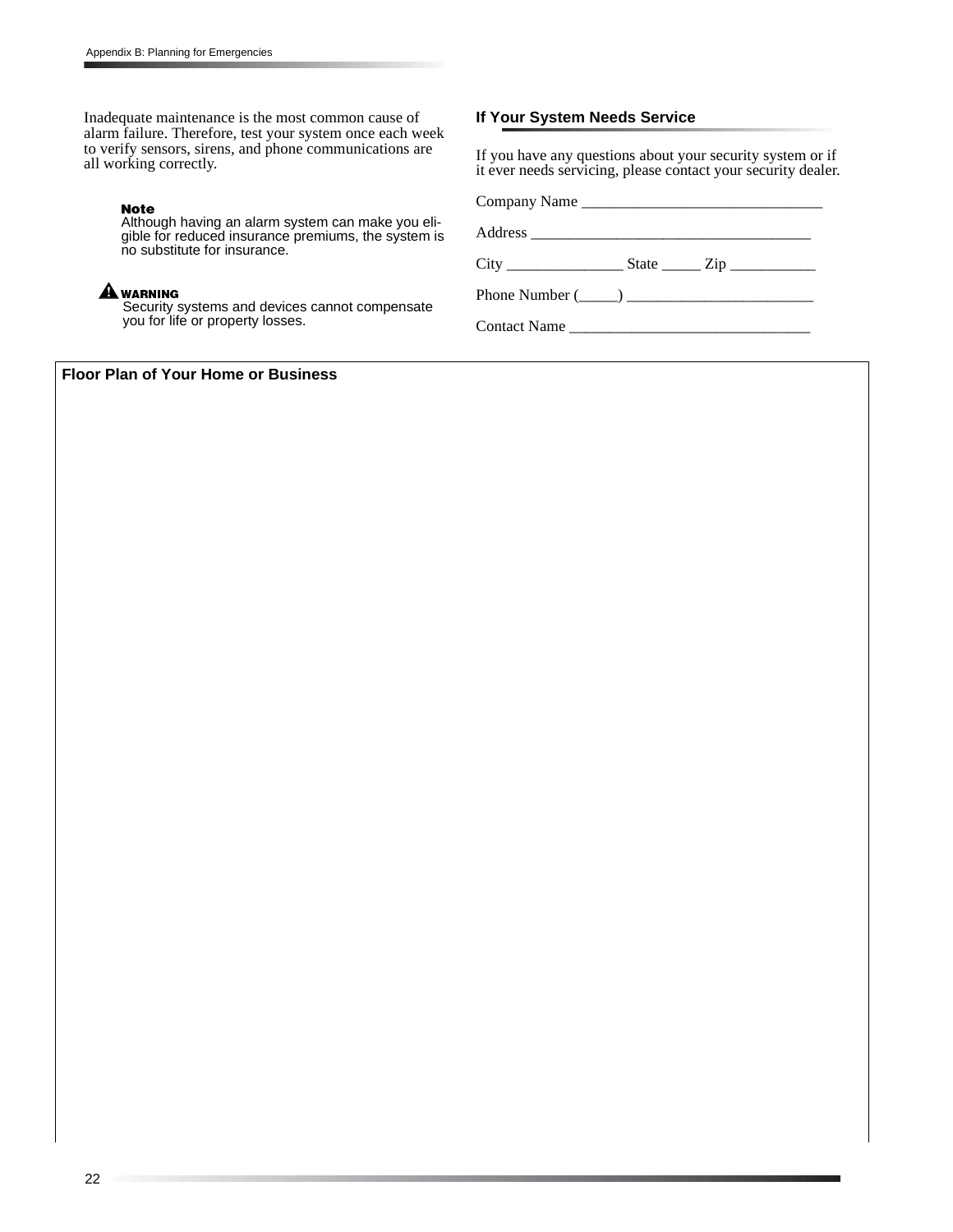Inadequate maintenance is the most common cause of alarm failure. Therefore, test your system once each week to verify sensors, sirens, and phone communications are all working correctly.

> **Note**
> Although having an alarm system can make you eligible for reduced insurance premiums, the system is no substitute for insurance.

> **WARNING**
> Security systems and devices cannot compensate you for life or property losses.

### If Your System Needs Service

If you have any questions about your security system or if it ever needs servicing, please contact your security dealer.

Company Name _______________________________

Address ___________________________________

City _______________ State _____ Zip ___________

Phone Number (_____) ________________________

Contact Name _______________________________

### Floor Plan of Your Home or Business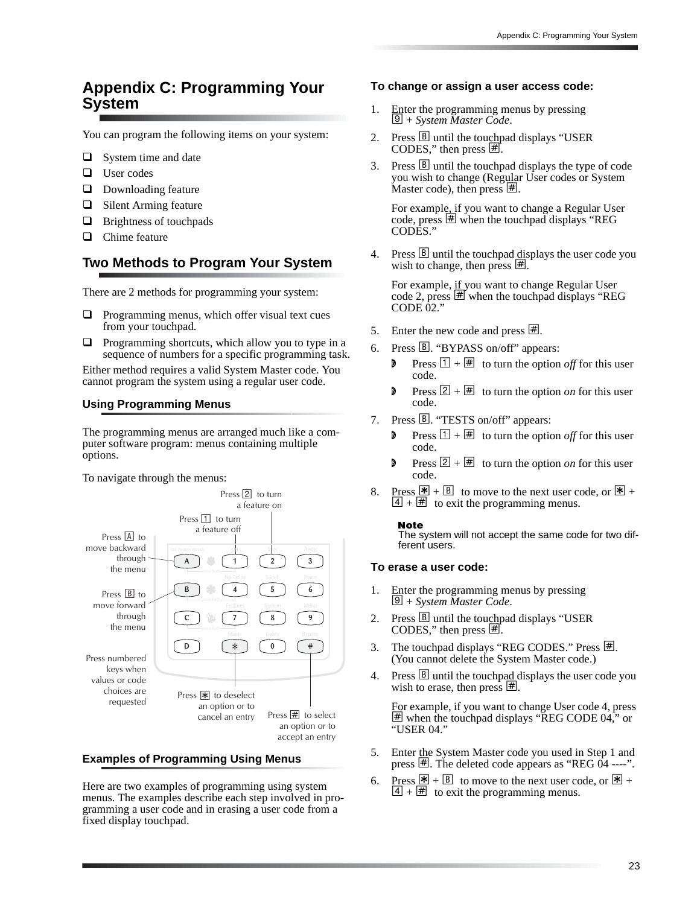# Appendix C: Programming Your System

You can program the following items on your system:

- System time and date
- User codes
- Downloading feature
- Silent Arming feature
- Brightness of touchpads
- Chime feature

## Two Methods to Program Your System

There are 2 methods for programming your system:

- Programming menus, which offer visual text cues from your touchpad.
- Programming shortcuts, which allow you to type in a sequence of numbers for a specific programming task.

Either method requires a valid System Master code. You cannot program the system using a regular user code.

### Using Programming Menus

The programming menus are arranged much like a computer software program: menus containing multiple options.

To navigate through the menus:

Press 2 to turn a feature on

Press 1 to turn a feature off

Press A to move backward through the menu

Press B to move forward through the menu

Press numbered keys when values or code choices are requested

Press * to deselect an option or to cancel an entry

Press # to select an option or to accept an entry

### Examples of Programming Using Menus

Here are two examples of programming using system menus. The examples describe each step involved in programming a user code and in erasing a user code from a fixed display touchpad.

**To change or assign a user access code:**

1. Enter the programming menus by pressing 9 + *System Master Code*.
2. Press B until the touchpad displays “USER CODES,” then press #.
3. Press B until the touchpad displays the type of code you wish to change (Regular User codes or System Master code), then press #.

   For example, if you want to change a Regular User code, press # when the touchpad displays “REG CODES.”
4. Press B until the touchpad displays the user code you wish to change, then press #.

   For example, if you want to change Regular User code 2, press # when the touchpad displays “REG CODE 02.”
5. Enter the new code and press #.
6. Press B. “BYPASS on/off” appears:
   - Press 1 + # to turn the option *off* for this user code.
   - Press 2 + # to turn the option *on* for this user code.
7. Press B. “TESTS on/off” appears:
   - Press 1 + # to turn the option *off* for this user code.
   - Press 2 + # to turn the option *on* for this user code.
8. Press * + B to move to the next user code, or * + 4 + # to exit the programming menus.

**Note**
The system will not accept the same code for two different users.

**To erase a user code:**

1. Enter the programming menus by pressing 9 + *System Master Code*.
2. Press B until the touchpad displays “USER CODES,” then press #.
3. The touchpad displays “REG CODES.” Press #. (You cannot delete the System Master code.)
4. Press B until the touchpad displays the user code you wish to erase, then press #.

   For example, if you want to change User code 4, press # when the touchpad displays “REG CODE 04,” or “USER 04.”
5. Enter the System Master code you used in Step 1 and press #. The deleted code appears as “REG 04 ----”.
6. Press * + B to move to the next user code, or * + 4 + # to exit the programming menus.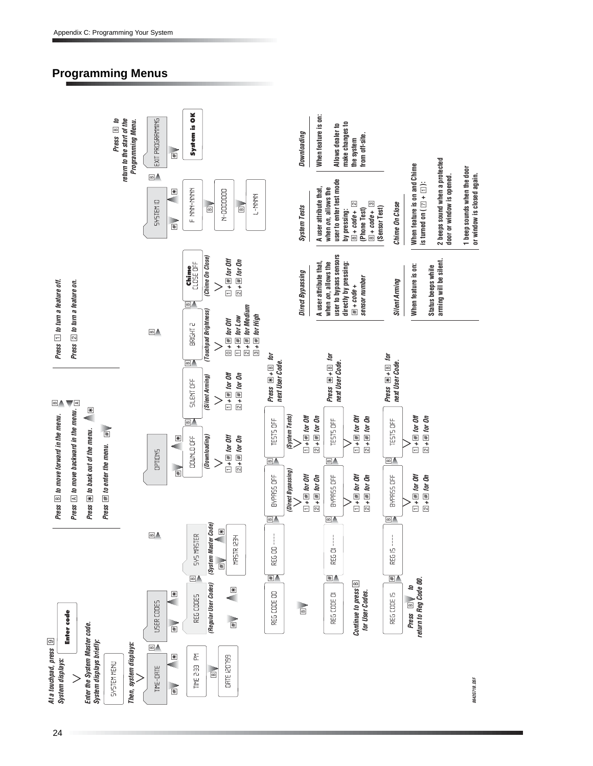## Programming Menus

At a touchpad, press [9]
System displays: **Enter code**

Enter the System Master code.
System displays briefly: SYSTEM MENU

Then, system displays:

Press [B] to move forward in the menu.
Press [A] to move backward in the menu.
Press [*] to back out of the menu.
Press [#] to enter the menu.

Press [1] to turn a feature off.
Press [2] to turn a feature on.

**TIME-DATE** → [#] → TIME 2:33 PM → [B] → DATE 1207 99

**USER CODES** → [#] → REG CODES (Regular User Codes) / SYS MASTER (System Master Code) → [#] → MASTR 1234

REG CODE 00 → [#] → REG 00 ---- → [B] → BYPASS OFF (Direct Bypassing): [1] + [#] for Off, [2] + [#] for On → [B] → TESTS OFF (System Tests): [1] + [#] for Off, [2] + [#] for On. Press [*] + [B] for next User Code.

REG CODE 01 → [#] → REG 01 ---- → [B] → BYPASS OFF: [1] + [#] for Off, [2] + [#] for On → [B] → TESTS OFF: [1] + [#] for Off, [2] + [#] for On. Press [*] + [B] for next User Code.

Continue to press [B] for User Codes.

REG CODE 15 → [#] → REG 15 ---- → [B] → BYPASS OFF: [1] + [#] for Off, [2] + [#] for On → [B] → TESTS OFF: [1] + [#] for Off, [2] + [#] for On. Press [*] + [B] for next User Code.

Press [B] to return to Reg Code 00.

**OPTIONS** → [#] → DOWNLD OFF (Downloading): [1] + [#] for Off, [2] + [#] for On → [B] → SILENT OFF (Silent Arming): [1] + [#] for Off, [2] + [#] for On → [B] → BRIGHT 2 (Touchpad Brightness): [0] + [#] for Off, [1] + [#] for Low, [2] + [#] for Medium, [3] + [#] for High → [B] → Chime CLOSE OFF (Chime On Close): [1] + [#] for Off, [2] + [#] for On

**SYSTEM ID** → [#] → F NNN-NNNN → [B] → N-0000000 → [B] → L-NNNN

**EXIT PROGRAMMING** → [#] → **System is OK**

Press [B] to return to the start of the Programming Menu.

### Direct Bypassing
A user attribute that, when *on*, allows the user to bypass sensors directly by pressing:
[#] + *code* + *sensor number*

### System Tests
A user attribute that, when *on*, allows the user to enter test mode by pressing:
[8] + *code* + [2] (Phone Test)
[8] + *code* + [3] (Sensor Test)

### Downloading
When feature is on:
Allows dealer to make changes to the system from off-site.

### Silent Arming
When feature is on:
Status beeps while arming will be silent.

### Chime On Close
When feature is on and Chime is turned on ([7] + [1]):
2 beeps sound when a protected door or window is opened.
1 beep sounds when the door or window is closed again.

8642671B.DSF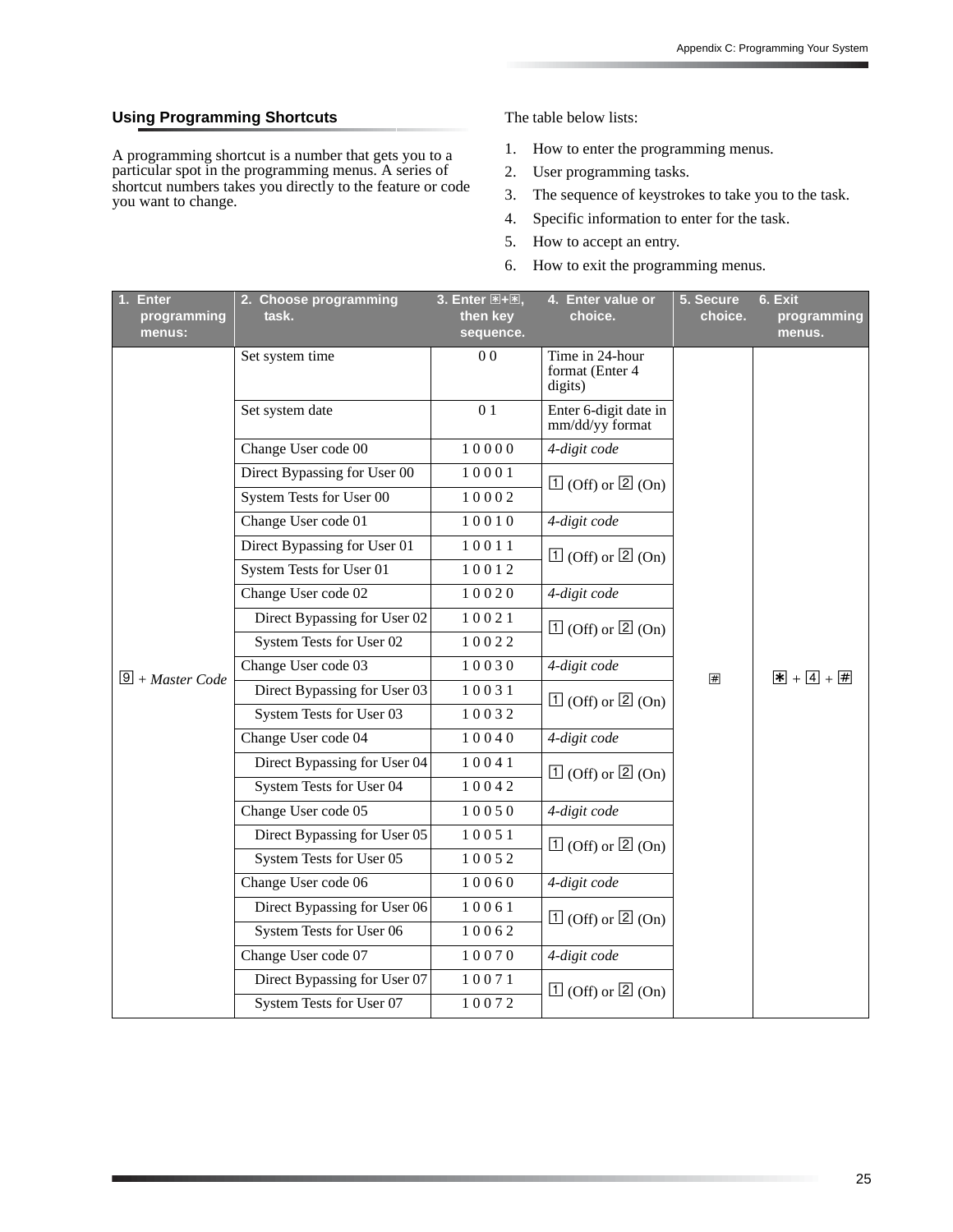## Using Programming Shortcuts

A programming shortcut is a number that gets you to a particular spot in the programming menus. A series of shortcut numbers takes you directly to the feature or code you want to change.

The table below lists:

1. How to enter the programming menus.
2. User programming tasks.
3. The sequence of keystrokes to take you to the task.
4. Specific information to enter for the task.
5. How to accept an entry.
6. How to exit the programming menus.

| 1. Enter programming menus: | 2. Choose programming task. | 3. Enter ✱+✱, then key sequence. | 4. Enter value or choice. | 5. Secure choice. | 6. Exit programming menus. |
|---|---|---|---|---|---|
| 9 + *Master Code* | Set system time | 0 0 | Time in 24-hour format (Enter 4 digits) | # | ✱ + 4 + # |
| | Set system date | 0 1 | Enter 6-digit date in mm/dd/yy format | | |
| | Change User code 00 | 1 0 0 0 0 | *4-digit code* | | |
| | Direct Bypassing for User 00 | 1 0 0 0 1 | 1 (Off) or 2 (On) | | |
| | System Tests for User 00 | 1 0 0 0 2 | | | |
| | Change User code 01 | 1 0 0 1 0 | *4-digit code* | | |
| | Direct Bypassing for User 01 | 1 0 0 1 1 | 1 (Off) or 2 (On) | | |
| | System Tests for User 01 | 1 0 0 1 2 | | | |
| | Change User code 02 | 1 0 0 2 0 | *4-digit code* | | |
| | Direct Bypassing for User 02 | 1 0 0 2 1 | 1 (Off) or 2 (On) | | |
| | System Tests for User 02 | 1 0 0 2 2 | | | |
| | Change User code 03 | 1 0 0 3 0 | *4-digit code* | | |
| | Direct Bypassing for User 03 | 1 0 0 3 1 | 1 (Off) or 2 (On) | | |
| | System Tests for User 03 | 1 0 0 3 2 | | | |
| | Change User code 04 | 1 0 0 4 0 | *4-digit code* | | |
| | Direct Bypassing for User 04 | 1 0 0 4 1 | 1 (Off) or 2 (On) | | |
| | System Tests for User 04 | 1 0 0 4 2 | | | |
| | Change User code 05 | 1 0 0 5 0 | *4-digit code* | | |
| | Direct Bypassing for User 05 | 1 0 0 5 1 | 1 (Off) or 2 (On) | | |
| | System Tests for User 05 | 1 0 0 5 2 | | | |
| | Change User code 06 | 1 0 0 6 0 | *4-digit code* | | |
| | Direct Bypassing for User 06 | 1 0 0 6 1 | 1 (Off) or 2 (On) | | |
| | System Tests for User 06 | 1 0 0 6 2 | | | |
| | Change User code 07 | 1 0 0 7 0 | *4-digit code* | | |
| | Direct Bypassing for User 07 | 1 0 0 7 1 | 1 (Off) or 2 (On) | | |
| | System Tests for User 07 | 1 0 0 7 2 | | | |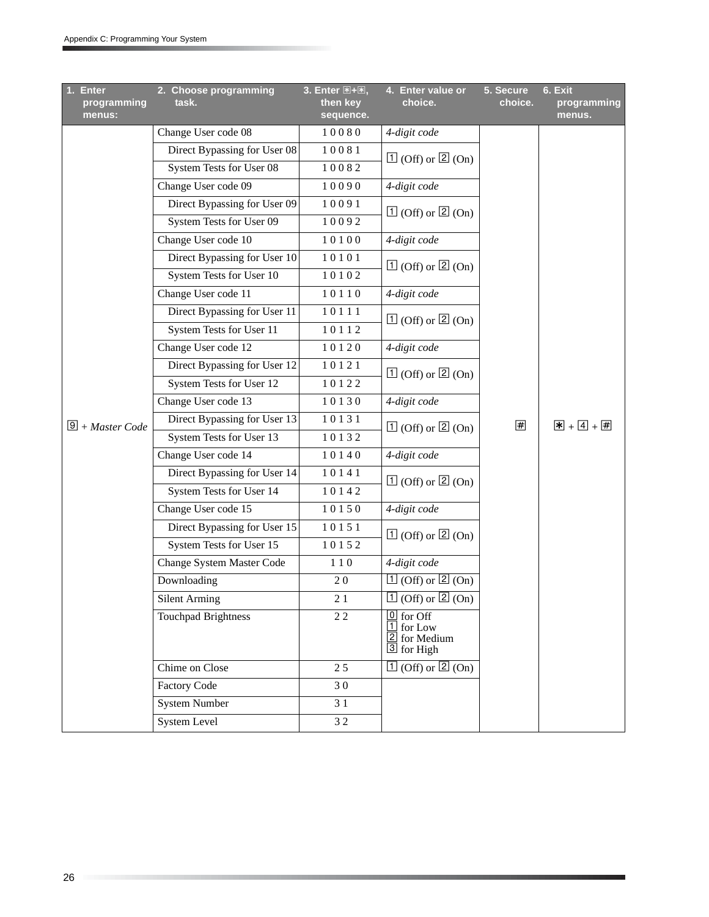| 1. Enter programming menus: | 2. Choose programming task. | 3. Enter ✱+✱, then key sequence. | 4. Enter value or choice. | 5. Secure choice. | 6. Exit programming menus. |
|---|---|---|---|---|---|
| 9 + *Master Code* | Change User code 08 | 1 0 0 8 0 | *4-digit code* | # | ✱ + 4 + # |
| | Direct Bypassing for User 08 | 1 0 0 8 1 | 1 (Off) or 2 (On) | | |
| | System Tests for User 08 | 1 0 0 8 2 | | | |
| | Change User code 09 | 1 0 0 9 0 | *4-digit code* | | |
| | Direct Bypassing for User 09 | 1 0 0 9 1 | 1 (Off) or 2 (On) | | |
| | System Tests for User 09 | 1 0 0 9 2 | | | |
| | Change User code 10 | 1 0 1 0 0 | *4-digit code* | | |
| | Direct Bypassing for User 10 | 1 0 1 0 1 | 1 (Off) or 2 (On) | | |
| | System Tests for User 10 | 1 0 1 0 2 | | | |
| | Change User code 11 | 1 0 1 1 0 | *4-digit code* | | |
| | Direct Bypassing for User 11 | 1 0 1 1 1 | 1 (Off) or 2 (On) | | |
| | System Tests for User 11 | 1 0 1 1 2 | | | |
| | Change User code 12 | 1 0 1 2 0 | *4-digit code* | | |
| | Direct Bypassing for User 12 | 1 0 1 2 1 | 1 (Off) or 2 (On) | | |
| | System Tests for User 12 | 1 0 1 2 2 | | | |
| | Change User code 13 | 1 0 1 3 0 | *4-digit code* | | |
| | Direct Bypassing for User 13 | 1 0 1 3 1 | 1 (Off) or 2 (On) | | |
| | System Tests for User 13 | 1 0 1 3 2 | | | |
| | Change User code 14 | 1 0 1 4 0 | *4-digit code* | | |
| | Direct Bypassing for User 14 | 1 0 1 4 1 | 1 (Off) or 2 (On) | | |
| | System Tests for User 14 | 1 0 1 4 2 | | | |
| | Change User code 15 | 1 0 1 5 0 | *4-digit code* | | |
| | Direct Bypassing for User 15 | 1 0 1 5 1 | 1 (Off) or 2 (On) | | |
| | System Tests for User 15 | 1 0 1 5 2 | | | |
| | Change System Master Code | 1 1 0 | *4-digit code* | | |
| | Downloading | 2 0 | 1 (Off) or 2 (On) | | |
| | Silent Arming | 2 1 | 1 (Off) or 2 (On) | | |
| | Touchpad Brightness | 2 2 | 0 for Off<br>1 for Low<br>2 for Medium<br>3 for High | | |
| | Chime on Close | 2 5 | 1 (Off) or 2 (On) | | |
| | Factory Code | 3 0 | | | |
| | System Number | 3 1 | | | |
| | System Level | 3 2 | | | |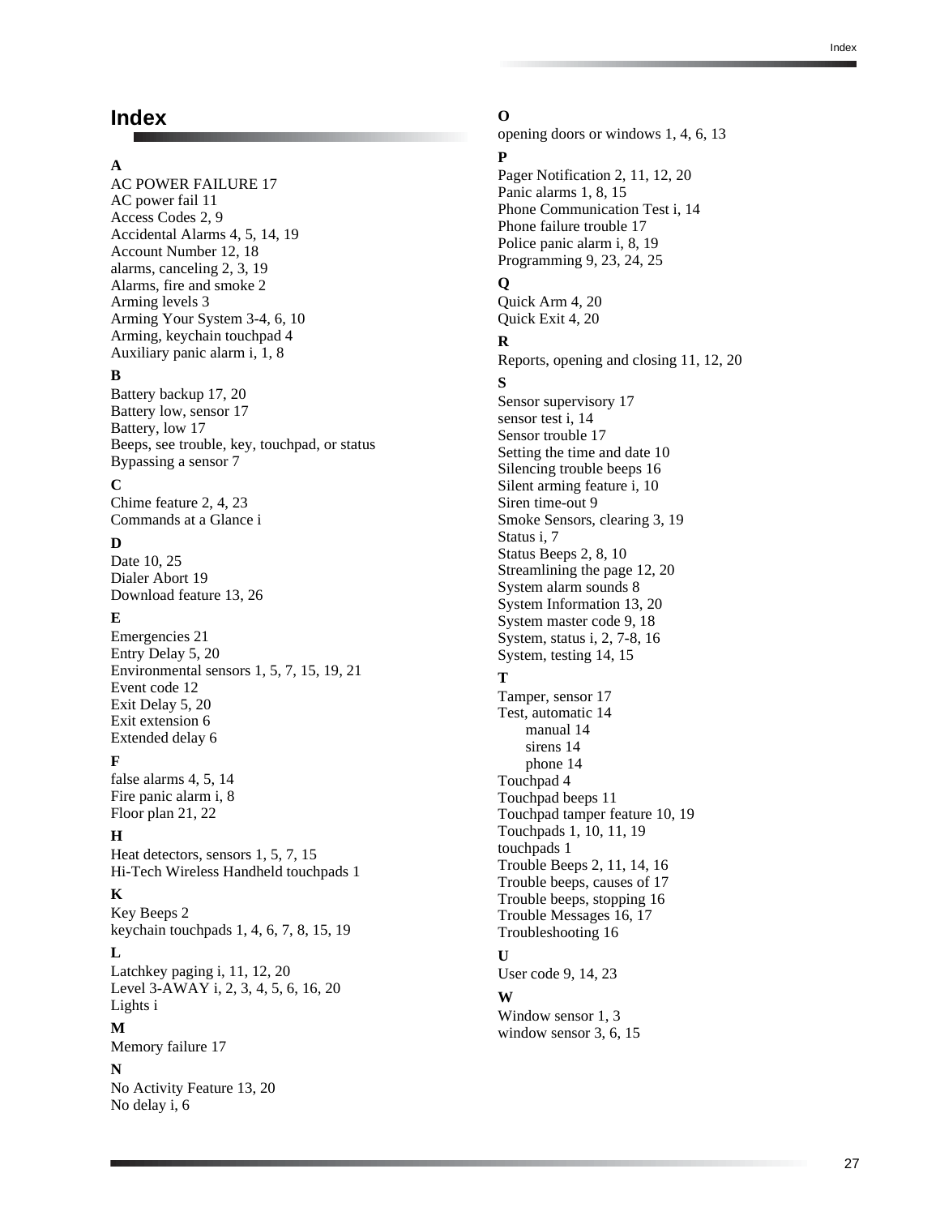# Index

**A**

AC POWER FAILURE 17
AC power fail 11
Access Codes 2, 9
Accidental Alarms 4, 5, 14, 19
Account Number 12, 18
alarms, canceling 2, 3, 19
Alarms, fire and smoke 2
Arming levels 3
Arming Your System 3-4, 6, 10
Arming, keychain touchpad 4
Auxiliary panic alarm i, 1, 8

**B**

Battery backup 17, 20
Battery low, sensor 17
Battery, low 17
Beeps, see trouble, key, touchpad, or status
Bypassing a sensor 7

**C**

Chime feature 2, 4, 23
Commands at a Glance i

**D**

Date 10, 25
Dialer Abort 19
Download feature 13, 26

**E**

Emergencies 21
Entry Delay 5, 20
Environmental sensors 1, 5, 7, 15, 19, 21
Event code 12
Exit Delay 5, 20
Exit extension 6
Extended delay 6

**F**

false alarms 4, 5, 14
Fire panic alarm i, 8
Floor plan 21, 22

**H**

Heat detectors, sensors 1, 5, 7, 15
Hi-Tech Wireless Handheld touchpads 1

**K**

Key Beeps 2
keychain touchpads 1, 4, 6, 7, 8, 15, 19

**L**

Latchkey paging i, 11, 12, 20
Level 3-AWAY i, 2, 3, 4, 5, 6, 16, 20
Lights i

**M**

Memory failure 17

**N**

No Activity Feature 13, 20
No delay i, 6

**O**

opening doors or windows 1, 4, 6, 13

**P**

Pager Notification 2, 11, 12, 20
Panic alarms 1, 8, 15
Phone Communication Test i, 14
Phone failure trouble 17
Police panic alarm i, 8, 19
Programming 9, 23, 24, 25

**Q**

Quick Arm 4, 20
Quick Exit 4, 20

**R**

Reports, opening and closing 11, 12, 20

**S**

Sensor supervisory 17
sensor test i, 14
Sensor trouble 17
Setting the time and date 10
Silencing trouble beeps 16
Silent arming feature i, 10
Siren time-out 9
Smoke Sensors, clearing 3, 19
Status i, 7
Status Beeps 2, 8, 10
Streamlining the page 12, 20
System alarm sounds 8
System Information 13, 20
System master code 9, 18
System, status i, 2, 7-8, 16
System, testing 14, 15

**T**

Tamper, sensor 17
Test, automatic 14
- manual 14
- sirens 14
- phone 14

Touchpad 4
Touchpad beeps 11
Touchpad tamper feature 10, 19
Touchpads 1, 10, 11, 19
touchpads 1
Trouble Beeps 2, 11, 14, 16
Trouble beeps, causes of 17
Trouble beeps, stopping 16
Trouble Messages 16, 17
Troubleshooting 16

**U**

User code 9, 14, 23

**W**

Window sensor 1, 3
window sensor 3, 6, 15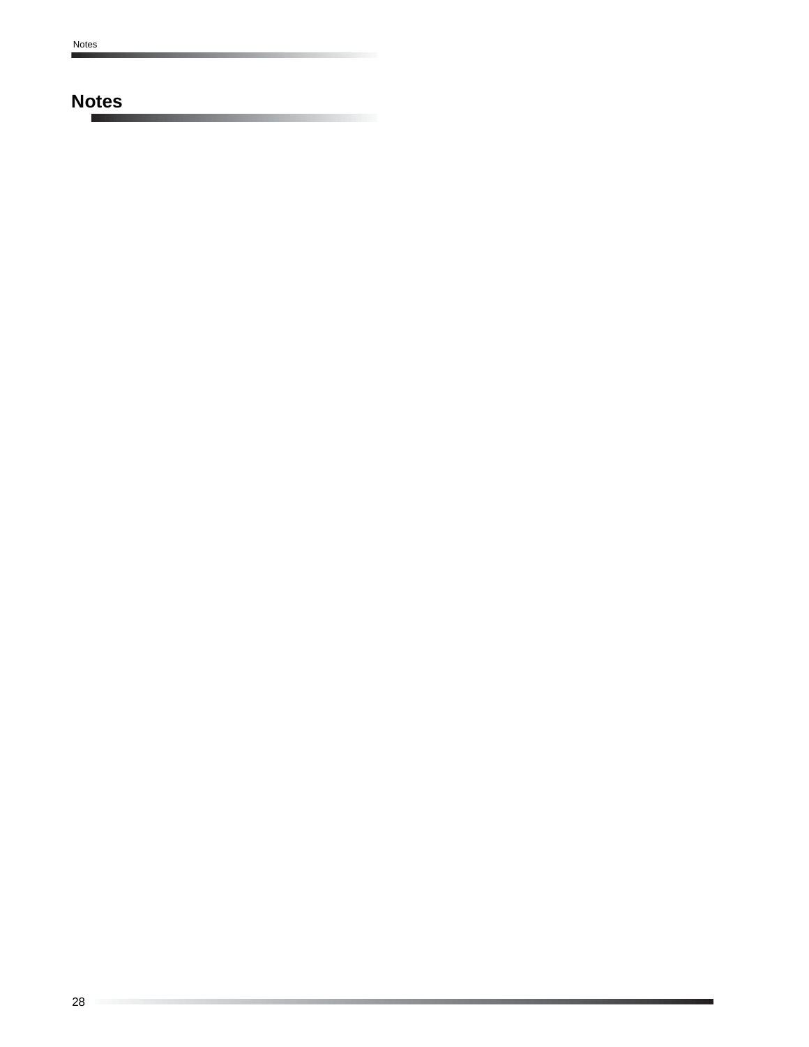# Notes